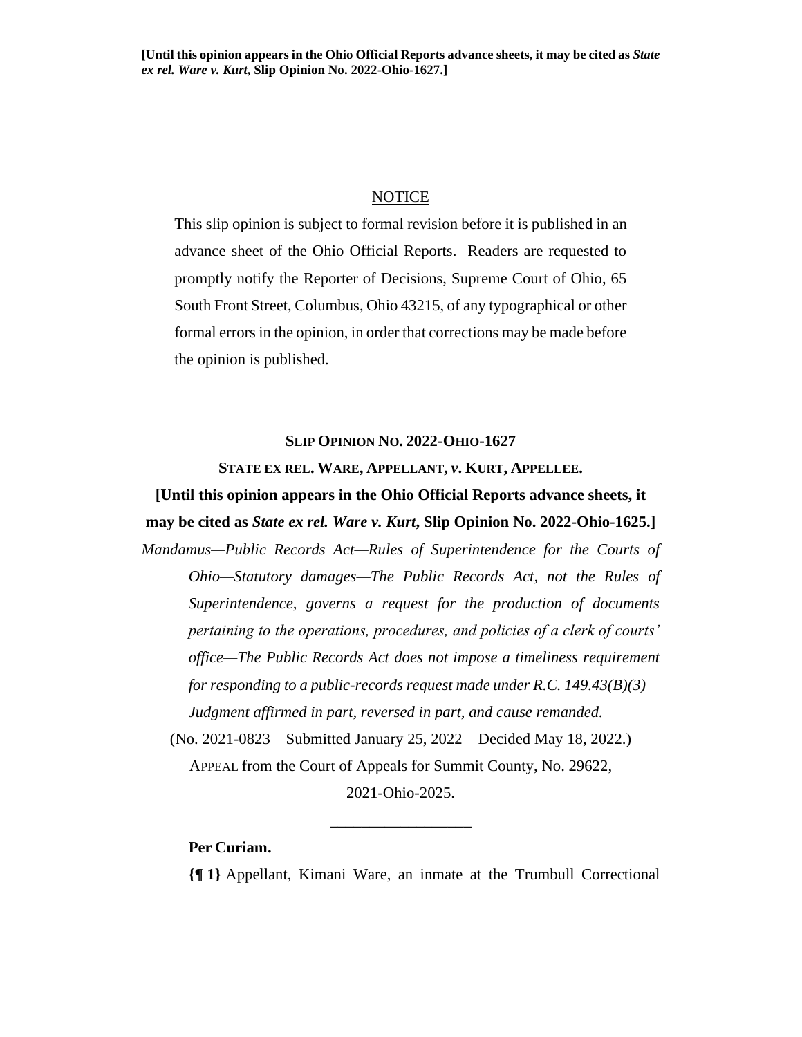**[Until this opinion appears in the Ohio Official Reports advance sheets, it may be cited as *State ex rel. Ware v. Kurt*, Slip Opinion No. 2022-Ohio-1627.]**

NOTICE

This slip opinion is subject to formal revision before it is published in an advance sheet of the Ohio Official Reports. Readers are requested to promptly notify the Reporter of Decisions, Supreme Court of Ohio, 65 South Front Street, Columbus, Ohio 43215, of any typographical or other formal errors in the opinion, in order that corrections may be made before the opinion is published.

**SLIP OPINION NO. 2022-OHIO-1627**

**STATE EX REL. WARE, APPELLANT, *v.* KURT, APPELLEE.**

**[Until this opinion appears in the Ohio Official Reports advance sheets, it may be cited as *State ex rel. Ware v. Kurt*, Slip Opinion No. 2022-Ohio-1625.]**

*Mandamus—Public Records Act—Rules of Superintendence for the Courts of Ohio—Statutory damages—The Public Records Act, not the Rules of Superintendence, governs a request for the production of documents pertaining to the operations, procedures, and policies of a clerk of courts' office—The Public Records Act does not impose a timeliness requirement for responding to a public-records request made under R.C. 149.43(B)(3)—Judgment affirmed in part, reversed in part, and cause remanded.*

(No. 2021-0823—Submitted January 25, 2022—Decided May 18, 2022.)

APPEAL from the Court of Appeals for Summit County, No. 29622, 2021-Ohio-2025.

\_\_\_\_\_\_\_\_\_\_\_\_\_\_\_\_\_\_

**Per Curiam.**

**{¶ 1}** Appellant, Kimani Ware, an inmate at the Trumbull Correctional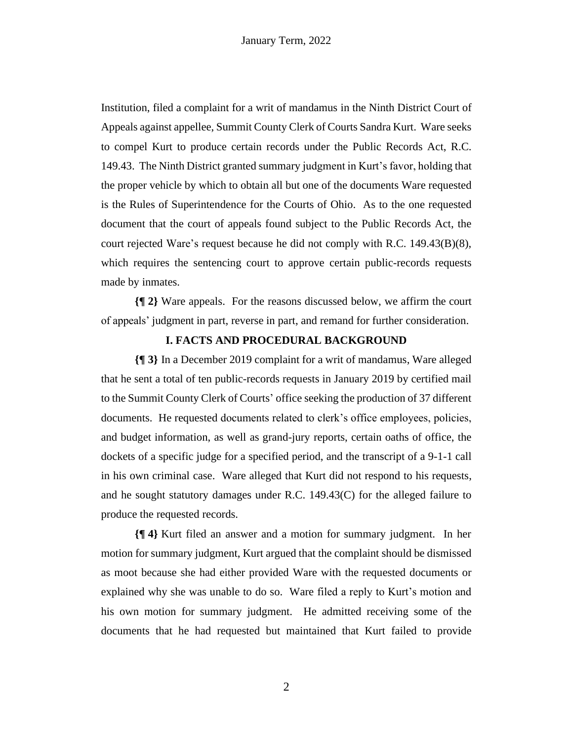Institution, filed a complaint for a writ of mandamus in the Ninth District Court of Appeals against appellee, Summit County Clerk of Courts Sandra Kurt. Ware seeks to compel Kurt to produce certain records under the Public Records Act, R.C. 149.43. The Ninth District granted summary judgment in Kurt's favor, holding that the proper vehicle by which to obtain all but one of the documents Ware requested is the Rules of Superintendence for the Courts of Ohio. As to the one requested document that the court of appeals found subject to the Public Records Act, the court rejected Ware's request because he did not comply with R.C. 149.43(B)(8), which requires the sentencing court to approve certain public-records requests made by inmates.

**{¶ 2}** Ware appeals. For the reasons discussed below, we affirm the court of appeals' judgment in part, reverse in part, and remand for further consideration.

## I. FACTS AND PROCEDURAL BACKGROUND

**{¶ 3}** In a December 2019 complaint for a writ of mandamus, Ware alleged that he sent a total of ten public-records requests in January 2019 by certified mail to the Summit County Clerk of Courts' office seeking the production of 37 different documents. He requested documents related to clerk's office employees, policies, and budget information, as well as grand-jury reports, certain oaths of office, the dockets of a specific judge for a specified period, and the transcript of a 9-1-1 call in his own criminal case. Ware alleged that Kurt did not respond to his requests, and he sought statutory damages under R.C. 149.43(C) for the alleged failure to produce the requested records.

**{¶ 4}** Kurt filed an answer and a motion for summary judgment. In her motion for summary judgment, Kurt argued that the complaint should be dismissed as moot because she had either provided Ware with the requested documents or explained why she was unable to do so. Ware filed a reply to Kurt's motion and his own motion for summary judgment. He admitted receiving some of the documents that he had requested but maintained that Kurt failed to provide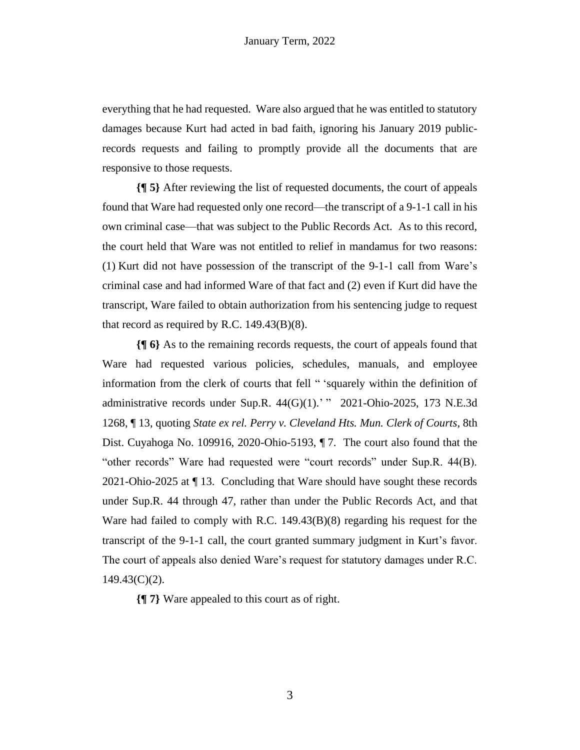everything that he had requested. Ware also argued that he was entitled to statutory damages because Kurt had acted in bad faith, ignoring his January 2019 public-records requests and failing to promptly provide all the documents that are responsive to those requests.

**{¶ 5}** After reviewing the list of requested documents, the court of appeals found that Ware had requested only one record—the transcript of a 9-1-1 call in his own criminal case—that was subject to the Public Records Act. As to this record, the court held that Ware was not entitled to relief in mandamus for two reasons: (1) Kurt did not have possession of the transcript of the 9-1-1 call from Ware's criminal case and had informed Ware of that fact and (2) even if Kurt did have the transcript, Ware failed to obtain authorization from his sentencing judge to request that record as required by R.C. 149.43(B)(8).

**{¶ 6}** As to the remaining records requests, the court of appeals found that Ware had requested various policies, schedules, manuals, and employee information from the clerk of courts that fell " 'squarely within the definition of administrative records under Sup.R. 44(G)(1).' " 2021-Ohio-2025, 173 N.E.3d 1268, ¶ 13, quoting *State ex rel. Perry v. Cleveland Hts. Mun. Clerk of Courts*, 8th Dist. Cuyahoga No. 109916, 2020-Ohio-5193, ¶ 7. The court also found that the "other records" Ware had requested were "court records" under Sup.R. 44(B). 2021-Ohio-2025 at ¶ 13. Concluding that Ware should have sought these records under Sup.R. 44 through 47, rather than under the Public Records Act, and that Ware had failed to comply with R.C. 149.43(B)(8) regarding his request for the transcript of the 9-1-1 call, the court granted summary judgment in Kurt's favor. The court of appeals also denied Ware's request for statutory damages under R.C. 149.43(C)(2).

**{¶ 7}** Ware appealed to this court as of right.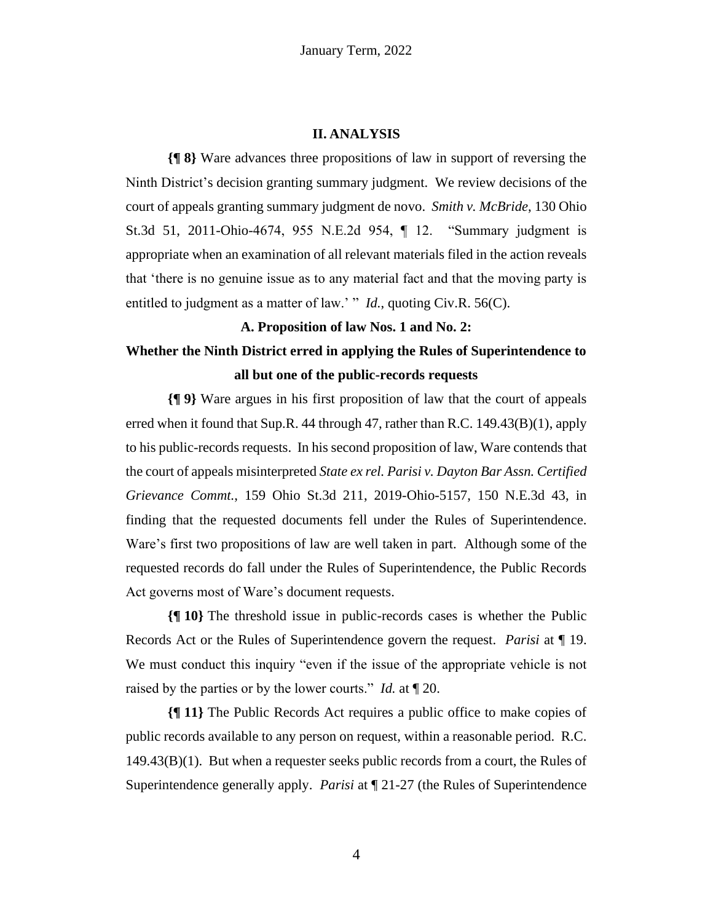## II. ANALYSIS

**{¶ 8}** Ware advances three propositions of law in support of reversing the Ninth District's decision granting summary judgment. We review decisions of the court of appeals granting summary judgment de novo. *Smith v. McBride*, 130 Ohio St.3d 51, 2011-Ohio-4674, 955 N.E.2d 954, ¶ 12. "Summary judgment is appropriate when an examination of all relevant materials filed in the action reveals that 'there is no genuine issue as to any material fact and that the moving party is entitled to judgment as a matter of law.' " *Id.*, quoting Civ.R. 56(C).

### A. Proposition of law Nos. 1 and No. 2: Whether the Ninth District erred in applying the Rules of Superintendence to all but one of the public-records requests

**{¶ 9}** Ware argues in his first proposition of law that the court of appeals erred when it found that Sup.R. 44 through 47, rather than R.C. 149.43(B)(1), apply to his public-records requests. In his second proposition of law, Ware contends that the court of appeals misinterpreted *State ex rel. Parisi v. Dayton Bar Assn. Certified Grievance Commt.*, 159 Ohio St.3d 211, 2019-Ohio-5157, 150 N.E.3d 43, in finding that the requested documents fell under the Rules of Superintendence. Ware's first two propositions of law are well taken in part. Although some of the requested records do fall under the Rules of Superintendence, the Public Records Act governs most of Ware's document requests.

**{¶ 10}** The threshold issue in public-records cases is whether the Public Records Act or the Rules of Superintendence govern the request. *Parisi* at ¶ 19. We must conduct this inquiry "even if the issue of the appropriate vehicle is not raised by the parties or by the lower courts." *Id.* at ¶ 20.

**{¶ 11}** The Public Records Act requires a public office to make copies of public records available to any person on request, within a reasonable period. R.C. 149.43(B)(1). But when a requester seeks public records from a court, the Rules of Superintendence generally apply. *Parisi* at ¶ 21-27 (the Rules of Superintendence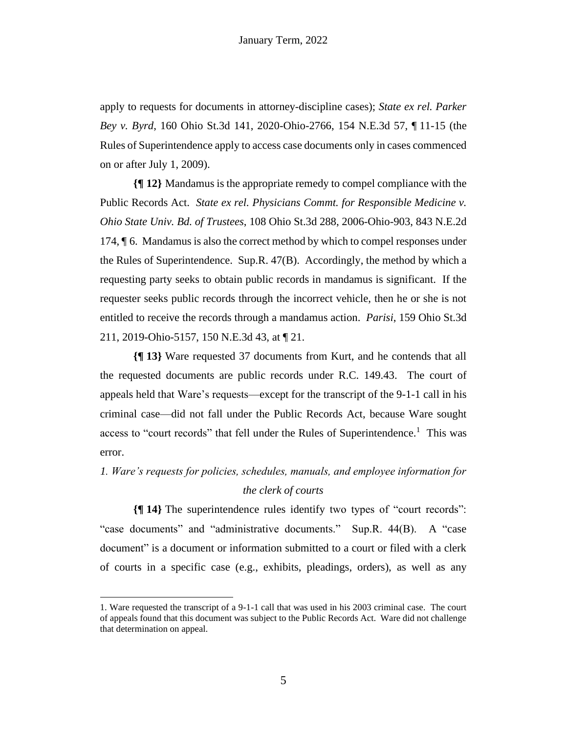apply to requests for documents in attorney-discipline cases); *State ex rel. Parker Bey v. Byrd*, 160 Ohio St.3d 141, 2020-Ohio-2766, 154 N.E.3d 57, ¶ 11-15 (the Rules of Superintendence apply to access case documents only in cases commenced on or after July 1, 2009).

**{¶ 12}** Mandamus is the appropriate remedy to compel compliance with the Public Records Act. *State ex rel. Physicians Commt. for Responsible Medicine v. Ohio State Univ. Bd. of Trustees*, 108 Ohio St.3d 288, 2006-Ohio-903, 843 N.E.2d 174, ¶ 6. Mandamus is also the correct method by which to compel responses under the Rules of Superintendence. Sup.R. 47(B). Accordingly, the method by which a requesting party seeks to obtain public records in mandamus is significant. If the requester seeks public records through the incorrect vehicle, then he or she is not entitled to receive the records through a mandamus action. *Parisi*, 159 Ohio St.3d 211, 2019-Ohio-5157, 150 N.E.3d 43, at ¶ 21.

**{¶ 13}** Ware requested 37 documents from Kurt, and he contends that all the requested documents are public records under R.C. 149.43. The court of appeals held that Ware's requests—except for the transcript of the 9-1-1 call in his criminal case—did not fall under the Public Records Act, because Ware sought access to "court records" that fell under the Rules of Superintendence.[1] This was error.

*1. Ware's requests for policies, schedules, manuals, and employee information for the clerk of courts*

**{¶ 14}** The superintendence rules identify two types of "court records": "case documents" and "administrative documents." Sup.R. 44(B). A "case document" is a document or information submitted to a court or filed with a clerk of courts in a specific case (e.g., exhibits, pleadings, orders), as well as any

1. Ware requested the transcript of a 9-1-1 call that was used in his 2003 criminal case. The court of appeals found that this document was subject to the Public Records Act. Ware did not challenge that determination on appeal.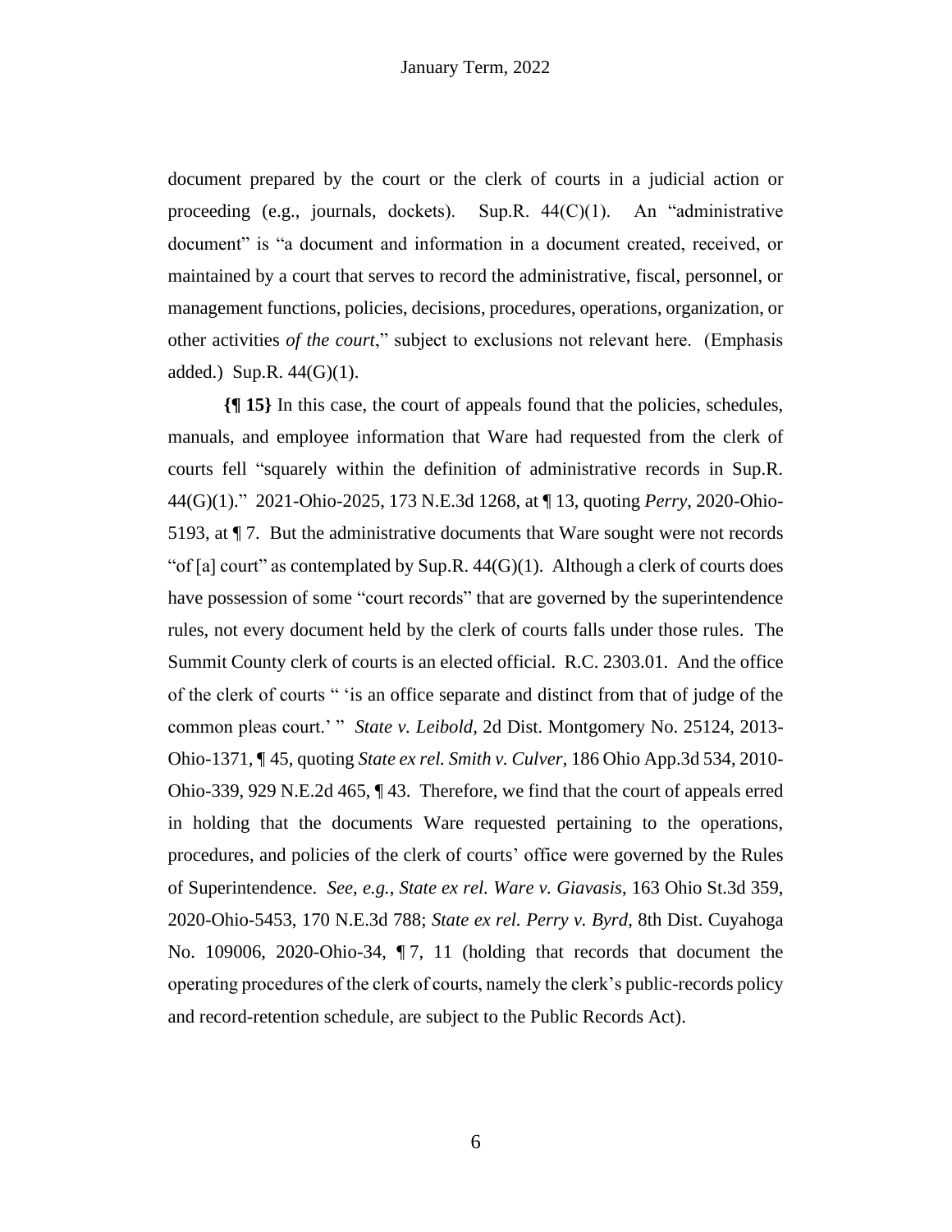document prepared by the court or the clerk of courts in a judicial action or proceeding (e.g., journals, dockets). Sup.R. 44(C)(1). An "administrative document" is "a document and information in a document created, received, or maintained by a court that serves to record the administrative, fiscal, personnel, or management functions, policies, decisions, procedures, operations, organization, or other activities *of the court*," subject to exclusions not relevant here. (Emphasis added.) Sup.R. 44(G)(1).

**{¶ 15}** In this case, the court of appeals found that the policies, schedules, manuals, and employee information that Ware had requested from the clerk of courts fell "squarely within the definition of administrative records in Sup.R. 44(G)(1)." 2021-Ohio-2025, 173 N.E.3d 1268, at ¶ 13, quoting *Perry*, 2020-Ohio-5193, at ¶ 7. But the administrative documents that Ware sought were not records "of [a] court" as contemplated by Sup.R. 44(G)(1). Although a clerk of courts does have possession of some "court records" that are governed by the superintendence rules, not every document held by the clerk of courts falls under those rules. The Summit County clerk of courts is an elected official. R.C. 2303.01. And the office of the clerk of courts " 'is an office separate and distinct from that of judge of the common pleas court.' " *State v. Leibold*, 2d Dist. Montgomery No. 25124, 2013-Ohio-1371, ¶ 45, quoting *State ex rel. Smith v. Culver*, 186 Ohio App.3d 534, 2010-Ohio-339, 929 N.E.2d 465, ¶ 43. Therefore, we find that the court of appeals erred in holding that the documents Ware requested pertaining to the operations, procedures, and policies of the clerk of courts' office were governed by the Rules of Superintendence. *See, e.g.*, *State ex rel. Ware v. Giavasis*, 163 Ohio St.3d 359, 2020-Ohio-5453, 170 N.E.3d 788; *State ex rel. Perry v. Byrd*, 8th Dist. Cuyahoga No. 109006, 2020-Ohio-34, ¶ 7, 11 (holding that records that document the operating procedures of the clerk of courts, namely the clerk's public-records policy and record-retention schedule, are subject to the Public Records Act).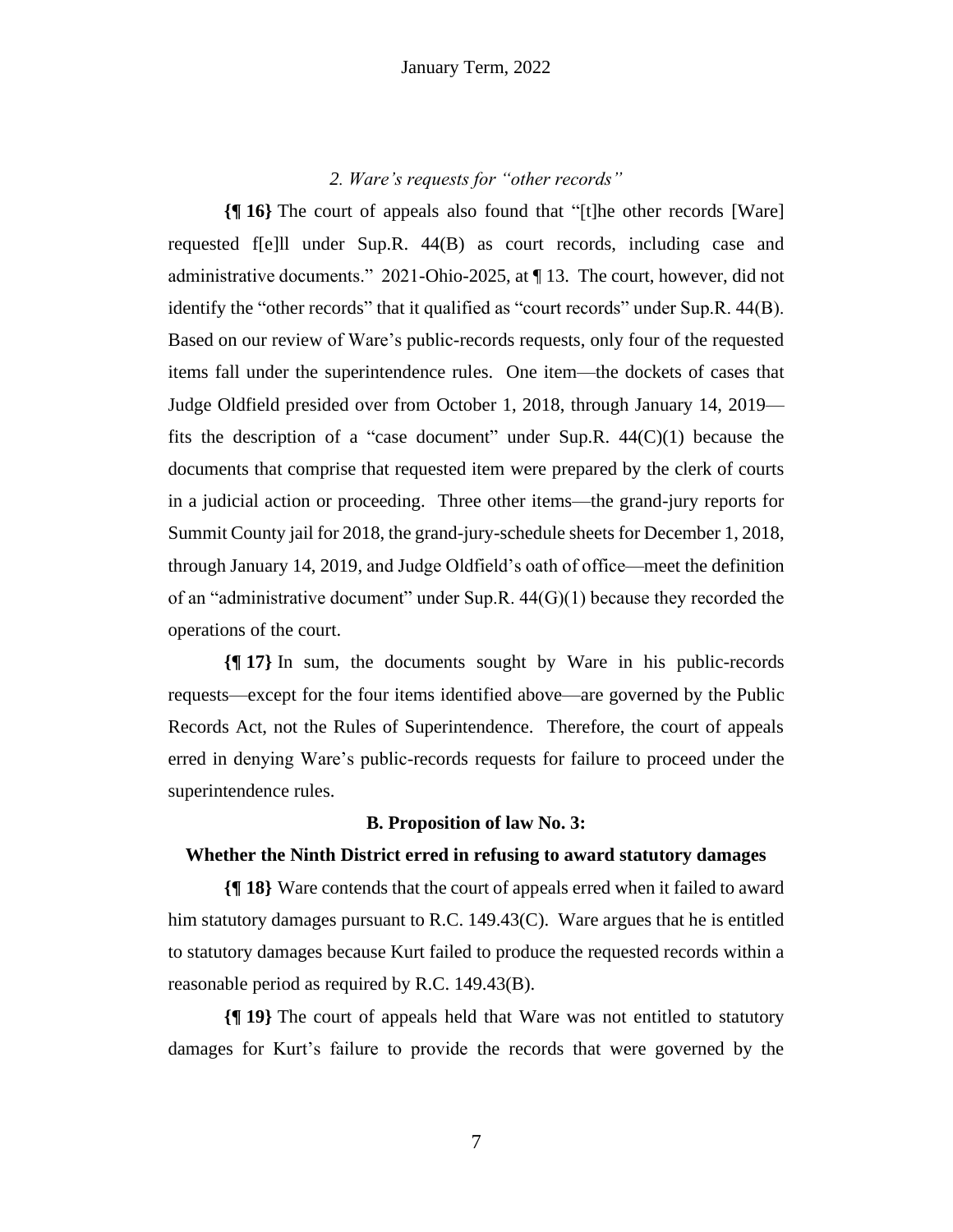*2. Ware's requests for "other records"*

**{¶ 16}** The court of appeals also found that "[t]he other records [Ware] requested f[e]ll under Sup.R. 44(B) as court records, including case and administrative documents." 2021-Ohio-2025, at ¶ 13. The court, however, did not identify the "other records" that it qualified as "court records" under Sup.R. 44(B). Based on our review of Ware's public-records requests, only four of the requested items fall under the superintendence rules. One item—the dockets of cases that Judge Oldfield presided over from October 1, 2018, through January 14, 2019—fits the description of a "case document" under Sup.R. 44(C)(1) because the documents that comprise that requested item were prepared by the clerk of courts in a judicial action or proceeding. Three other items—the grand-jury reports for Summit County jail for 2018, the grand-jury-schedule sheets for December 1, 2018, through January 14, 2019, and Judge Oldfield's oath of office—meet the definition of an "administrative document" under Sup.R. 44(G)(1) because they recorded the operations of the court.

**{¶ 17}** In sum, the documents sought by Ware in his public-records requests—except for the four items identified above—are governed by the Public Records Act, not the Rules of Superintendence. Therefore, the court of appeals erred in denying Ware's public-records requests for failure to proceed under the superintendence rules.

**B. Proposition of law No. 3:**

**Whether the Ninth District erred in refusing to award statutory damages**

**{¶ 18}** Ware contends that the court of appeals erred when it failed to award him statutory damages pursuant to R.C. 149.43(C). Ware argues that he is entitled to statutory damages because Kurt failed to produce the requested records within a reasonable period as required by R.C. 149.43(B).

**{¶ 19}** The court of appeals held that Ware was not entitled to statutory damages for Kurt's failure to provide the records that were governed by the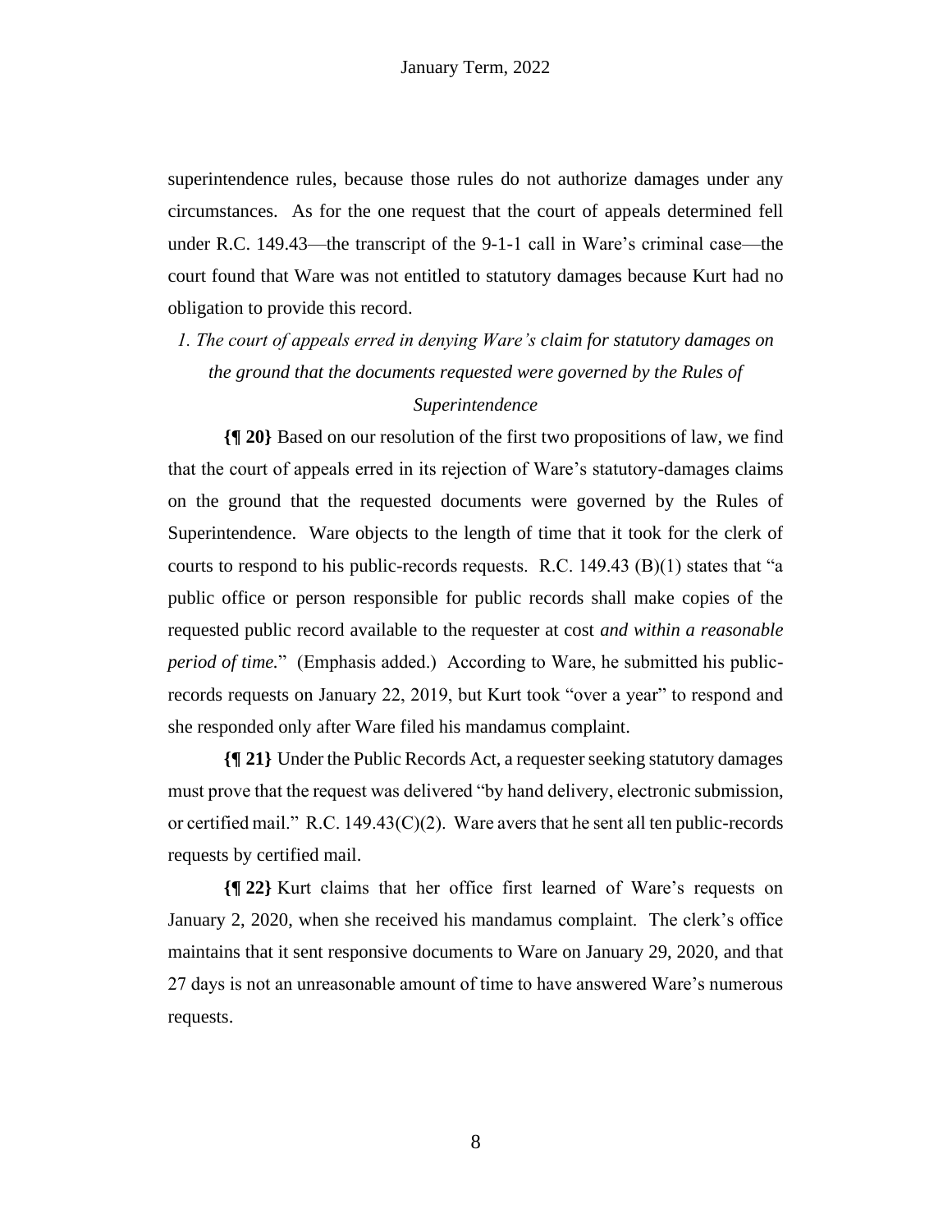superintendence rules, because those rules do not authorize damages under any circumstances. As for the one request that the court of appeals determined fell under R.C. 149.43—the transcript of the 9-1-1 call in Ware's criminal case—the court found that Ware was not entitled to statutory damages because Kurt had no obligation to provide this record.

*1. The court of appeals erred in denying Ware's claim for statutory damages on the ground that the documents requested were governed by the Rules of Superintendence*

**{¶ 20}** Based on our resolution of the first two propositions of law, we find that the court of appeals erred in its rejection of Ware's statutory-damages claims on the ground that the requested documents were governed by the Rules of Superintendence. Ware objects to the length of time that it took for the clerk of courts to respond to his public-records requests. R.C. 149.43 (B)(1) states that "a public office or person responsible for public records shall make copies of the requested public record available to the requester at cost *and within a reasonable period of time.*" (Emphasis added.) According to Ware, he submitted his public-records requests on January 22, 2019, but Kurt took "over a year" to respond and she responded only after Ware filed his mandamus complaint.

**{¶ 21}** Under the Public Records Act, a requester seeking statutory damages must prove that the request was delivered "by hand delivery, electronic submission, or certified mail." R.C. 149.43(C)(2). Ware avers that he sent all ten public-records requests by certified mail.

**{¶ 22}** Kurt claims that her office first learned of Ware's requests on January 2, 2020, when she received his mandamus complaint. The clerk's office maintains that it sent responsive documents to Ware on January 29, 2020, and that 27 days is not an unreasonable amount of time to have answered Ware's numerous requests.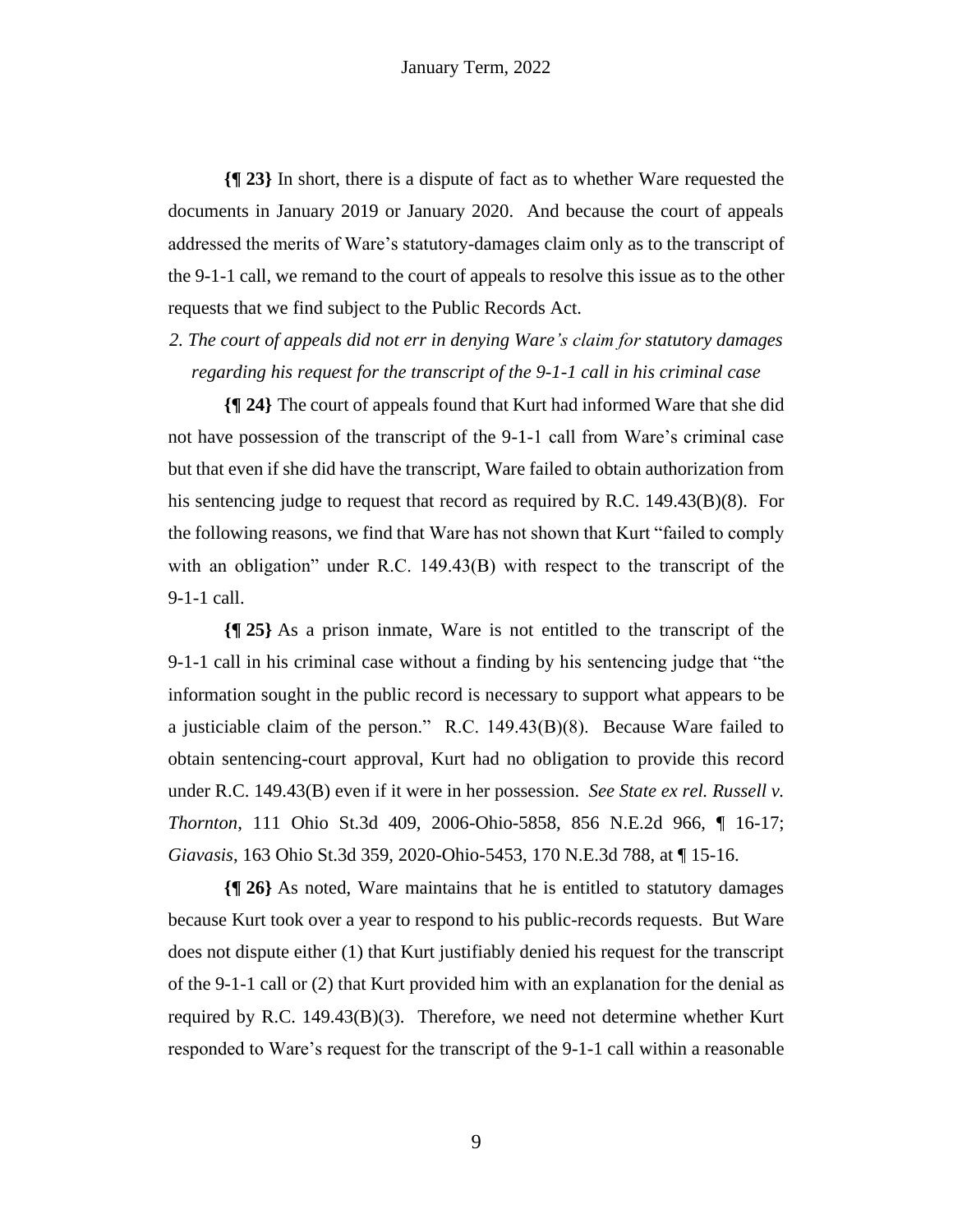**{¶ 23}** In short, there is a dispute of fact as to whether Ware requested the documents in January 2019 or January 2020. And because the court of appeals addressed the merits of Ware's statutory-damages claim only as to the transcript of the 9-1-1 call, we remand to the court of appeals to resolve this issue as to the other requests that we find subject to the Public Records Act.

*2. The court of appeals did not err in denying Ware's claim for statutory damages regarding his request for the transcript of the 9-1-1 call in his criminal case*

**{¶ 24}** The court of appeals found that Kurt had informed Ware that she did not have possession of the transcript of the 9-1-1 call from Ware's criminal case but that even if she did have the transcript, Ware failed to obtain authorization from his sentencing judge to request that record as required by R.C. 149.43(B)(8). For the following reasons, we find that Ware has not shown that Kurt "failed to comply with an obligation" under R.C. 149.43(B) with respect to the transcript of the 9-1-1 call.

**{¶ 25}** As a prison inmate, Ware is not entitled to the transcript of the 9-1-1 call in his criminal case without a finding by his sentencing judge that "the information sought in the public record is necessary to support what appears to be a justiciable claim of the person." R.C. 149.43(B)(8). Because Ware failed to obtain sentencing-court approval, Kurt had no obligation to provide this record under R.C. 149.43(B) even if it were in her possession. *See State ex rel. Russell v. Thornton*, 111 Ohio St.3d 409, 2006-Ohio-5858, 856 N.E.2d 966, ¶ 16-17; *Giavasis*, 163 Ohio St.3d 359, 2020-Ohio-5453, 170 N.E.3d 788, at ¶ 15-16.

**{¶ 26}** As noted, Ware maintains that he is entitled to statutory damages because Kurt took over a year to respond to his public-records requests. But Ware does not dispute either (1) that Kurt justifiably denied his request for the transcript of the 9-1-1 call or (2) that Kurt provided him with an explanation for the denial as required by R.C. 149.43(B)(3). Therefore, we need not determine whether Kurt responded to Ware's request for the transcript of the 9-1-1 call within a reasonable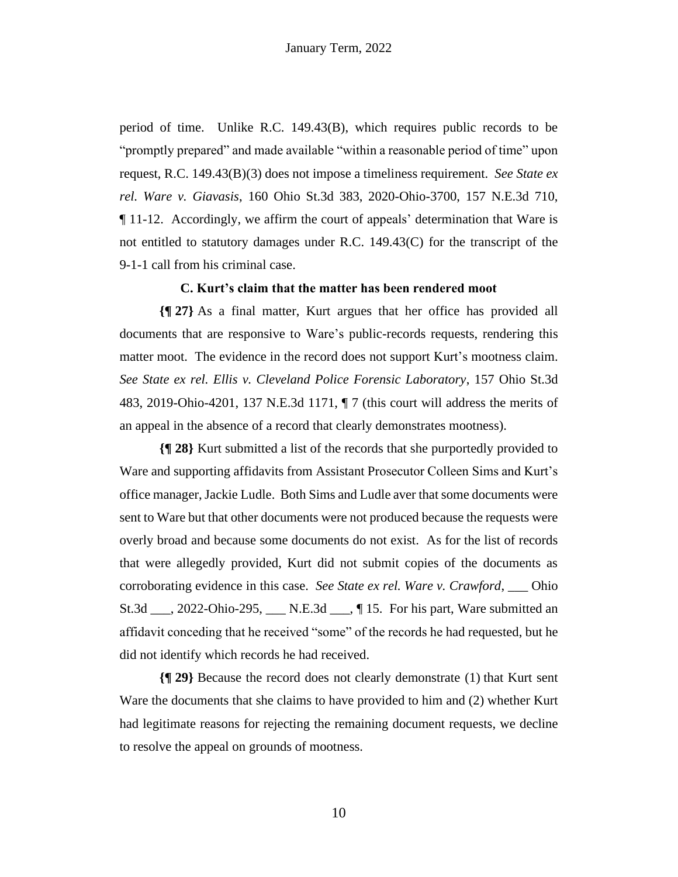period of time. Unlike R.C. 149.43(B), which requires public records to be "promptly prepared" and made available "within a reasonable period of time" upon request, R.C. 149.43(B)(3) does not impose a timeliness requirement. *See State ex rel. Ware v. Giavasis*, 160 Ohio St.3d 383, 2020-Ohio-3700, 157 N.E.3d 710, ¶ 11-12. Accordingly, we affirm the court of appeals' determination that Ware is not entitled to statutory damages under R.C. 149.43(C) for the transcript of the 9-1-1 call from his criminal case.

### C. Kurt's claim that the matter has been rendered moot

**{¶ 27}** As a final matter, Kurt argues that her office has provided all documents that are responsive to Ware's public-records requests, rendering this matter moot. The evidence in the record does not support Kurt's mootness claim. *See State ex rel. Ellis v. Cleveland Police Forensic Laboratory*, 157 Ohio St.3d 483, 2019-Ohio-4201, 137 N.E.3d 1171, ¶ 7 (this court will address the merits of an appeal in the absence of a record that clearly demonstrates mootness).

**{¶ 28}** Kurt submitted a list of the records that she purportedly provided to Ware and supporting affidavits from Assistant Prosecutor Colleen Sims and Kurt's office manager, Jackie Ludle. Both Sims and Ludle aver that some documents were sent to Ware but that other documents were not produced because the requests were overly broad and because some documents do not exist. As for the list of records that were allegedly provided, Kurt did not submit copies of the documents as corroborating evidence in this case. *See State ex rel. Ware v. Crawford*, ___ Ohio St.3d ___, 2022-Ohio-295, ___ N.E.3d ___, ¶ 15. For his part, Ware submitted an affidavit conceding that he received "some" of the records he had requested, but he did not identify which records he had received.

**{¶ 29}** Because the record does not clearly demonstrate (1) that Kurt sent Ware the documents that she claims to have provided to him and (2) whether Kurt had legitimate reasons for rejecting the remaining document requests, we decline to resolve the appeal on grounds of mootness.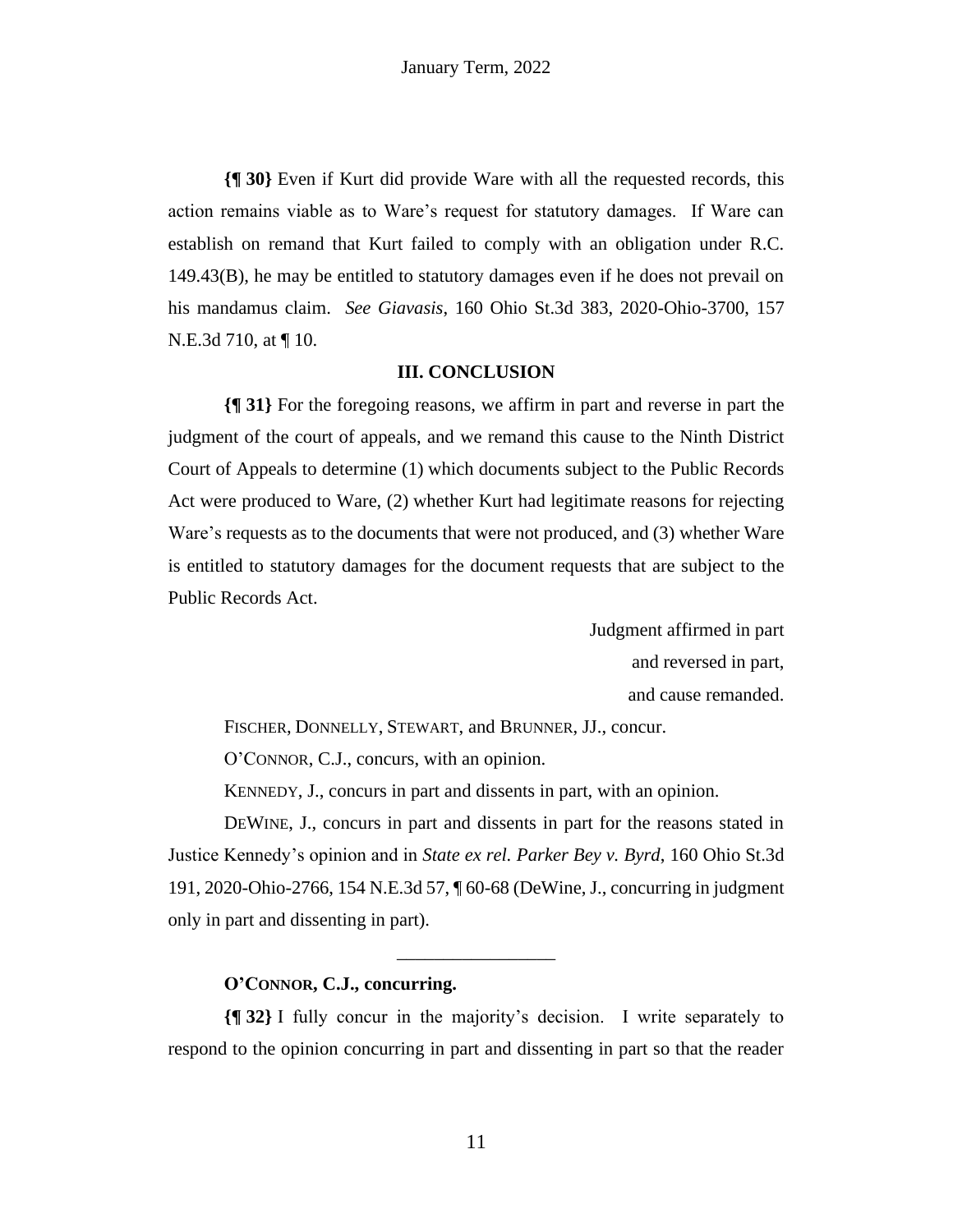**{¶ 30}** Even if Kurt did provide Ware with all the requested records, this action remains viable as to Ware's request for statutory damages. If Ware can establish on remand that Kurt failed to comply with an obligation under R.C. 149.43(B), he may be entitled to statutory damages even if he does not prevail on his mandamus claim. *See Giavasis*, 160 Ohio St.3d 383, 2020-Ohio-3700, 157 N.E.3d 710, at ¶ 10.

### III. CONCLUSION

**{¶ 31}** For the foregoing reasons, we affirm in part and reverse in part the judgment of the court of appeals, and we remand this cause to the Ninth District Court of Appeals to determine (1) which documents subject to the Public Records Act were produced to Ware, (2) whether Kurt had legitimate reasons for rejecting Ware's requests as to the documents that were not produced, and (3) whether Ware is entitled to statutory damages for the document requests that are subject to the Public Records Act.

Judgment affirmed in part
and reversed in part,
and cause remanded.

FISCHER, DONNELLY, STEWART, and BRUNNER, JJ., concur.

O'CONNOR, C.J., concurs, with an opinion.

KENNEDY, J., concurs in part and dissents in part, with an opinion.

DEWINE, J., concurs in part and dissents in part for the reasons stated in Justice Kennedy's opinion and in *State ex rel. Parker Bey v. Byrd*, 160 Ohio St.3d 191, 2020-Ohio-2766, 154 N.E.3d 57, ¶ 60-68 (DeWine, J., concurring in judgment only in part and dissenting in part).

---

**O'CONNOR, C.J., concurring.**

**{¶ 32}** I fully concur in the majority's decision. I write separately to respond to the opinion concurring in part and dissenting in part so that the reader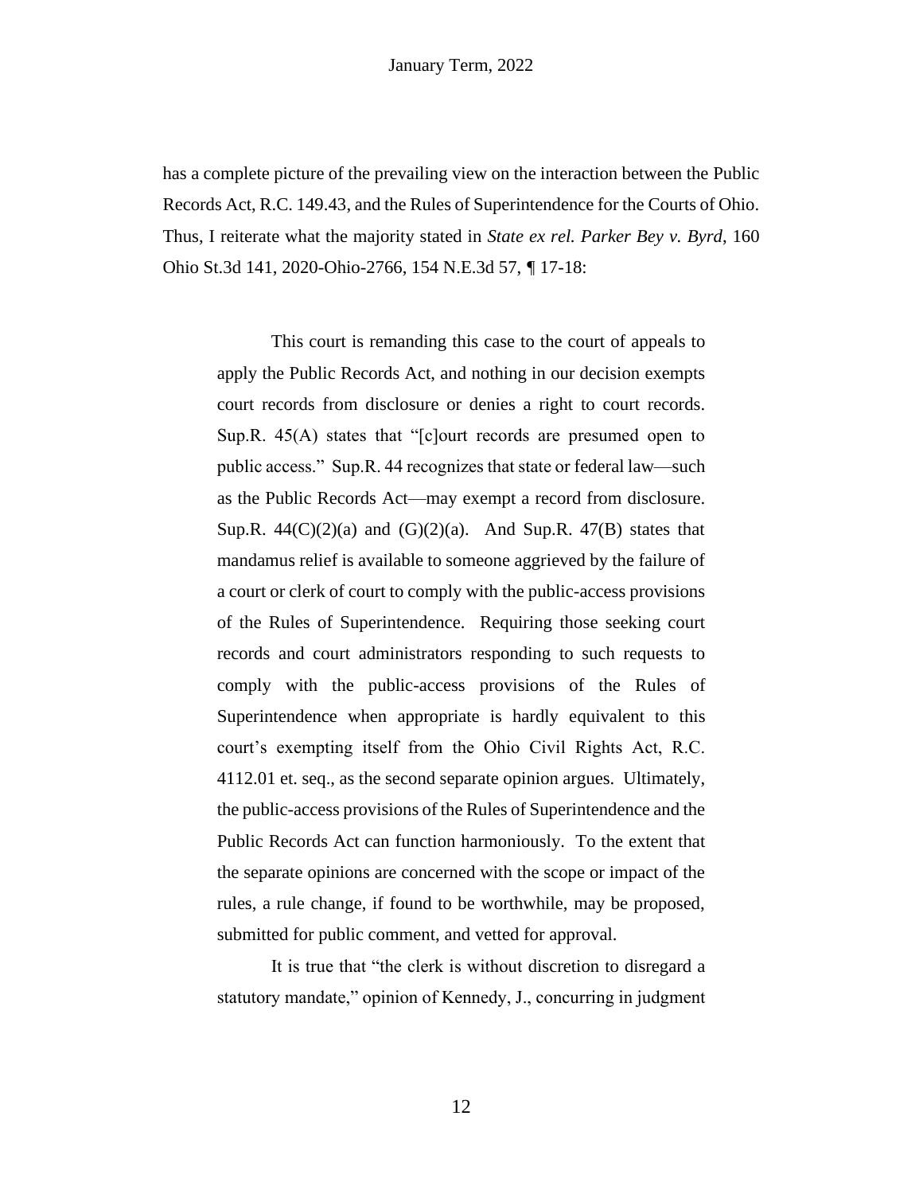has a complete picture of the prevailing view on the interaction between the Public Records Act, R.C. 149.43, and the Rules of Superintendence for the Courts of Ohio. Thus, I reiterate what the majority stated in *State ex rel. Parker Bey v. Byrd*, 160 Ohio St.3d 141, 2020-Ohio-2766, 154 N.E.3d 57, ¶ 17-18:

> This court is remanding this case to the court of appeals to apply the Public Records Act, and nothing in our decision exempts court records from disclosure or denies a right to court records. Sup.R. 45(A) states that "[c]ourt records are presumed open to public access." Sup.R. 44 recognizes that state or federal law—such as the Public Records Act—may exempt a record from disclosure. Sup.R. 44(C)(2)(a) and (G)(2)(a). And Sup.R. 47(B) states that mandamus relief is available to someone aggrieved by the failure of a court or clerk of court to comply with the public-access provisions of the Rules of Superintendence. Requiring those seeking court records and court administrators responding to such requests to comply with the public-access provisions of the Rules of Superintendence when appropriate is hardly equivalent to this court's exempting itself from the Ohio Civil Rights Act, R.C. 4112.01 et. seq., as the second separate opinion argues. Ultimately, the public-access provisions of the Rules of Superintendence and the Public Records Act can function harmoniously. To the extent that the separate opinions are concerned with the scope or impact of the rules, a rule change, if found to be worthwhile, may be proposed, submitted for public comment, and vetted for approval.
>
> It is true that "the clerk is without discretion to disregard a statutory mandate," opinion of Kennedy, J., concurring in judgment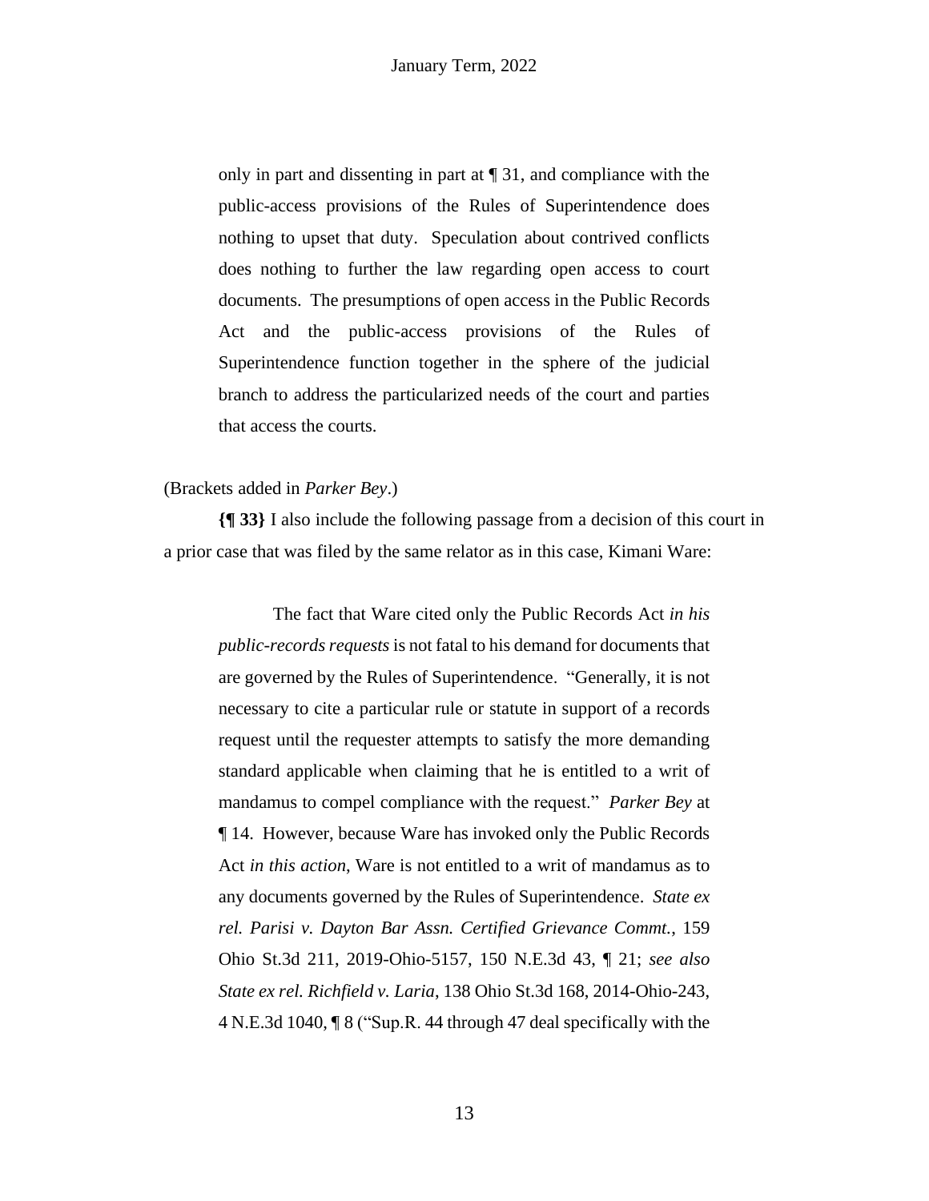only in part and dissenting in part at ¶ 31, and compliance with the public-access provisions of the Rules of Superintendence does nothing to upset that duty. Speculation about contrived conflicts does nothing to further the law regarding open access to court documents. The presumptions of open access in the Public Records Act and the public-access provisions of the Rules of Superintendence function together in the sphere of the judicial branch to address the particularized needs of the court and parties that access the courts.

(Brackets added in *Parker Bey*.)

**{¶ 33}** I also include the following passage from a decision of this court in a prior case that was filed by the same relator as in this case, Kimani Ware:

> The fact that Ware cited only the Public Records Act *in his public-records requests* is not fatal to his demand for documents that are governed by the Rules of Superintendence. "Generally, it is not necessary to cite a particular rule or statute in support of a records request until the requester attempts to satisfy the more demanding standard applicable when claiming that he is entitled to a writ of mandamus to compel compliance with the request." *Parker Bey* at ¶ 14. However, because Ware has invoked only the Public Records Act *in this action*, Ware is not entitled to a writ of mandamus as to any documents governed by the Rules of Superintendence. *State ex rel. Parisi v. Dayton Bar Assn. Certified Grievance Commt.*, 159 Ohio St.3d 211, 2019-Ohio-5157, 150 N.E.3d 43, ¶ 21; *see also State ex rel. Richfield v. Laria*, 138 Ohio St.3d 168, 2014-Ohio-243, 4 N.E.3d 1040, ¶ 8 ("Sup.R. 44 through 47 deal specifically with the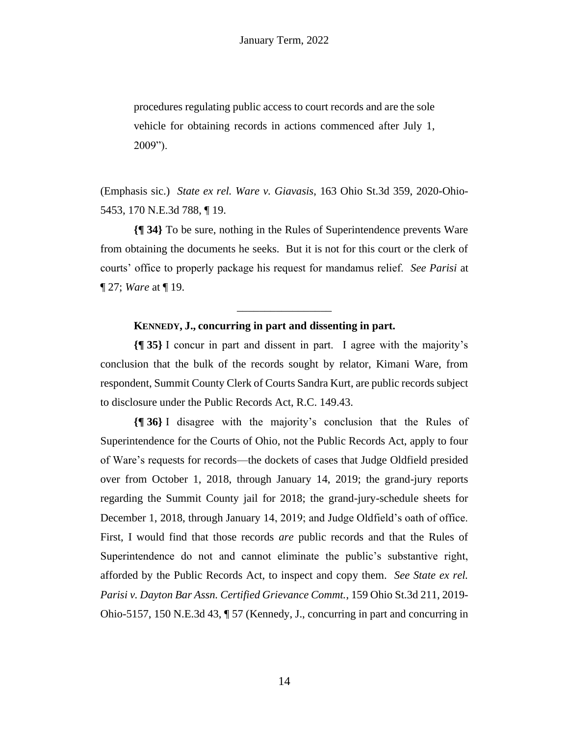procedures regulating public access to court records and are the sole vehicle for obtaining records in actions commenced after July 1, 2009”).

(Emphasis sic.) *State ex rel. Ware v. Giavasis*, 163 Ohio St.3d 359, 2020-Ohio-5453, 170 N.E.3d 788, ¶ 19.

**{¶ 34}** To be sure, nothing in the Rules of Superintendence prevents Ware from obtaining the documents he seeks. But it is not for this court or the clerk of courts’ office to properly package his request for mandamus relief. *See Parisi* at ¶ 27; *Ware* at ¶ 19.

---

**KENNEDY, J., concurring in part and dissenting in part.**

**{¶ 35}** I concur in part and dissent in part. I agree with the majority’s conclusion that the bulk of the records sought by relator, Kimani Ware, from respondent, Summit County Clerk of Courts Sandra Kurt, are public records subject to disclosure under the Public Records Act, R.C. 149.43.

**{¶ 36}** I disagree with the majority’s conclusion that the Rules of Superintendence for the Courts of Ohio, not the Public Records Act, apply to four of Ware’s requests for records—the dockets of cases that Judge Oldfield presided over from October 1, 2018, through January 14, 2019; the grand-jury reports regarding the Summit County jail for 2018; the grand-jury-schedule sheets for December 1, 2018, through January 14, 2019; and Judge Oldfield’s oath of office. First, I would find that those records *are* public records and that the Rules of Superintendence do not and cannot eliminate the public’s substantive right, afforded by the Public Records Act, to inspect and copy them. *See State ex rel. Parisi v. Dayton Bar Assn. Certified Grievance Commt.*, 159 Ohio St.3d 211, 2019-Ohio-5157, 150 N.E.3d 43, ¶ 57 (Kennedy, J., concurring in part and concurring in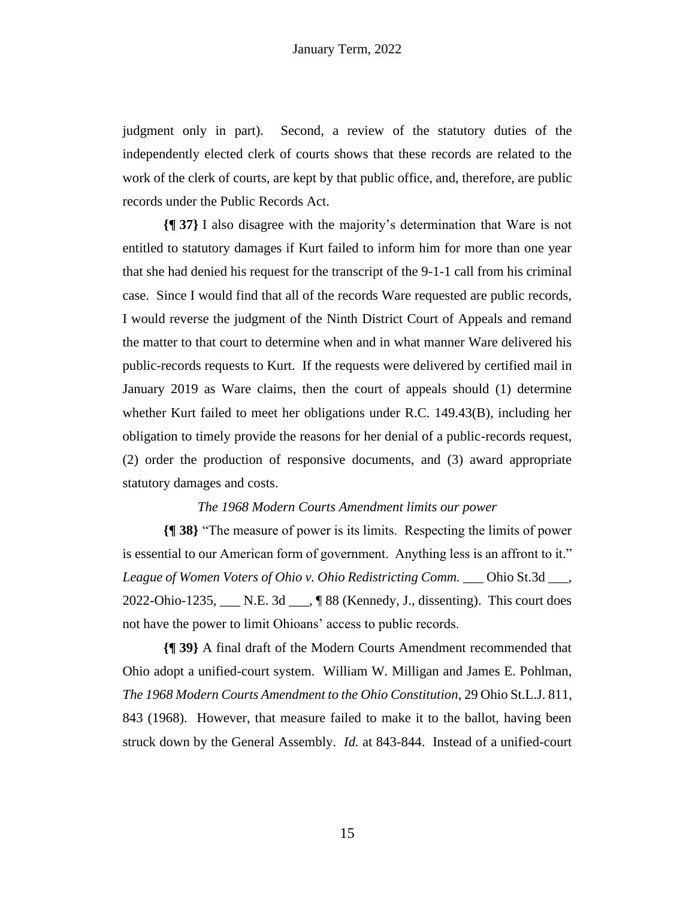judgment only in part). Second, a review of the statutory duties of the independently elected clerk of courts shows that these records are related to the work of the clerk of courts, are kept by that public office, and, therefore, are public records under the Public Records Act.

**{¶ 37}** I also disagree with the majority's determination that Ware is not entitled to statutory damages if Kurt failed to inform him for more than one year that she had denied his request for the transcript of the 9-1-1 call from his criminal case. Since I would find that all of the records Ware requested are public records, I would reverse the judgment of the Ninth District Court of Appeals and remand the matter to that court to determine when and in what manner Ware delivered his public-records requests to Kurt. If the requests were delivered by certified mail in January 2019 as Ware claims, then the court of appeals should (1) determine whether Kurt failed to meet her obligations under R.C. 149.43(B), including her obligation to timely provide the reasons for her denial of a public-records request, (2) order the production of responsive documents, and (3) award appropriate statutory damages and costs.

*The 1968 Modern Courts Amendment limits our power*

**{¶ 38}** "The measure of power is its limits. Respecting the limits of power is essential to our American form of government. Anything less is an affront to it." *League of Women Voters of Ohio v. Ohio Redistricting Comm.* ___ Ohio St.3d ___, 2022-Ohio-1235, ___ N.E. 3d ___, ¶ 88 (Kennedy, J., dissenting). This court does not have the power to limit Ohioans' access to public records.

**{¶ 39}** A final draft of the Modern Courts Amendment recommended that Ohio adopt a unified-court system. William W. Milligan and James E. Pohlman, *The 1968 Modern Courts Amendment to the Ohio Constitution*, 29 Ohio St.L.J. 811, 843 (1968). However, that measure failed to make it to the ballot, having been struck down by the General Assembly. *Id.* at 843-844. Instead of a unified-court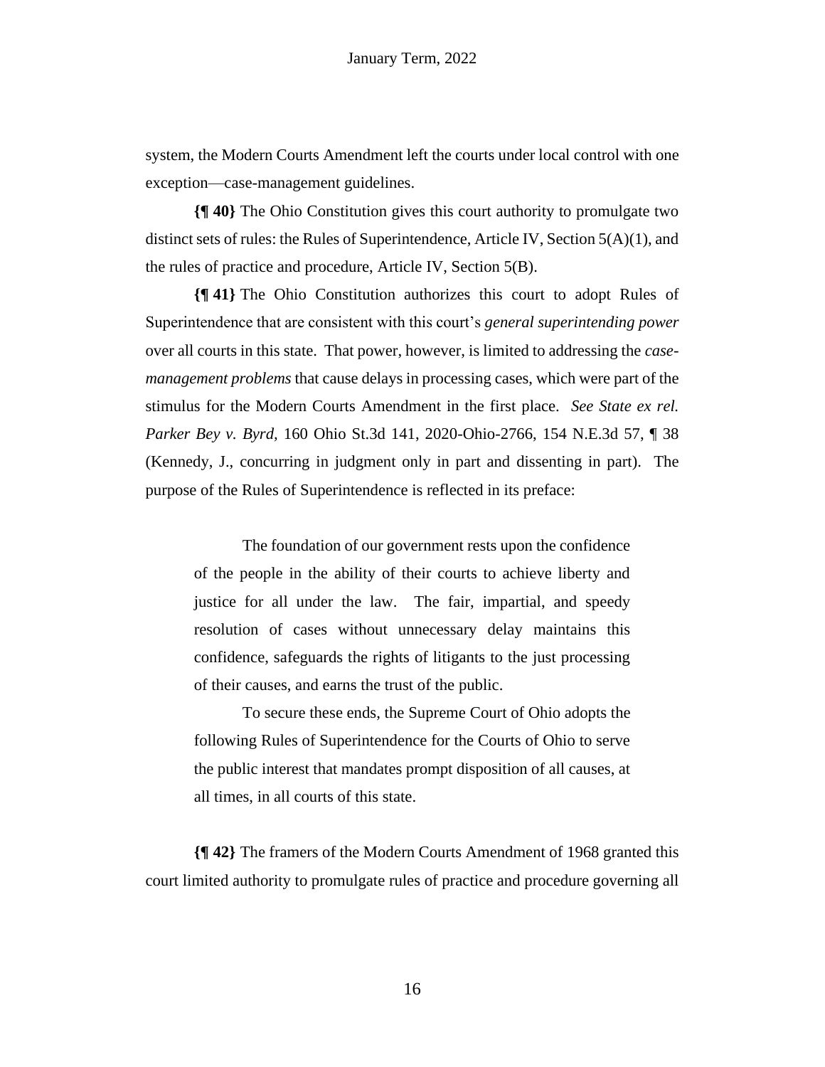system, the Modern Courts Amendment left the courts under local control with one exception—case-management guidelines.

**{¶ 40}** The Ohio Constitution gives this court authority to promulgate two distinct sets of rules: the Rules of Superintendence, Article IV, Section 5(A)(1), and the rules of practice and procedure, Article IV, Section 5(B).

**{¶ 41}** The Ohio Constitution authorizes this court to adopt Rules of Superintendence that are consistent with this court's *general superintending power* over all courts in this state. That power, however, is limited to addressing the *case-management problems* that cause delays in processing cases, which were part of the stimulus for the Modern Courts Amendment in the first place. *See State ex rel. Parker Bey v. Byrd*, 160 Ohio St.3d 141, 2020-Ohio-2766, 154 N.E.3d 57, ¶ 38 (Kennedy, J., concurring in judgment only in part and dissenting in part). The purpose of the Rules of Superintendence is reflected in its preface:

> The foundation of our government rests upon the confidence of the people in the ability of their courts to achieve liberty and justice for all under the law. The fair, impartial, and speedy resolution of cases without unnecessary delay maintains this confidence, safeguards the rights of litigants to the just processing of their causes, and earns the trust of the public.
>
> To secure these ends, the Supreme Court of Ohio adopts the following Rules of Superintendence for the Courts of Ohio to serve the public interest that mandates prompt disposition of all causes, at all times, in all courts of this state.

**{¶ 42}** The framers of the Modern Courts Amendment of 1968 granted this court limited authority to promulgate rules of practice and procedure governing all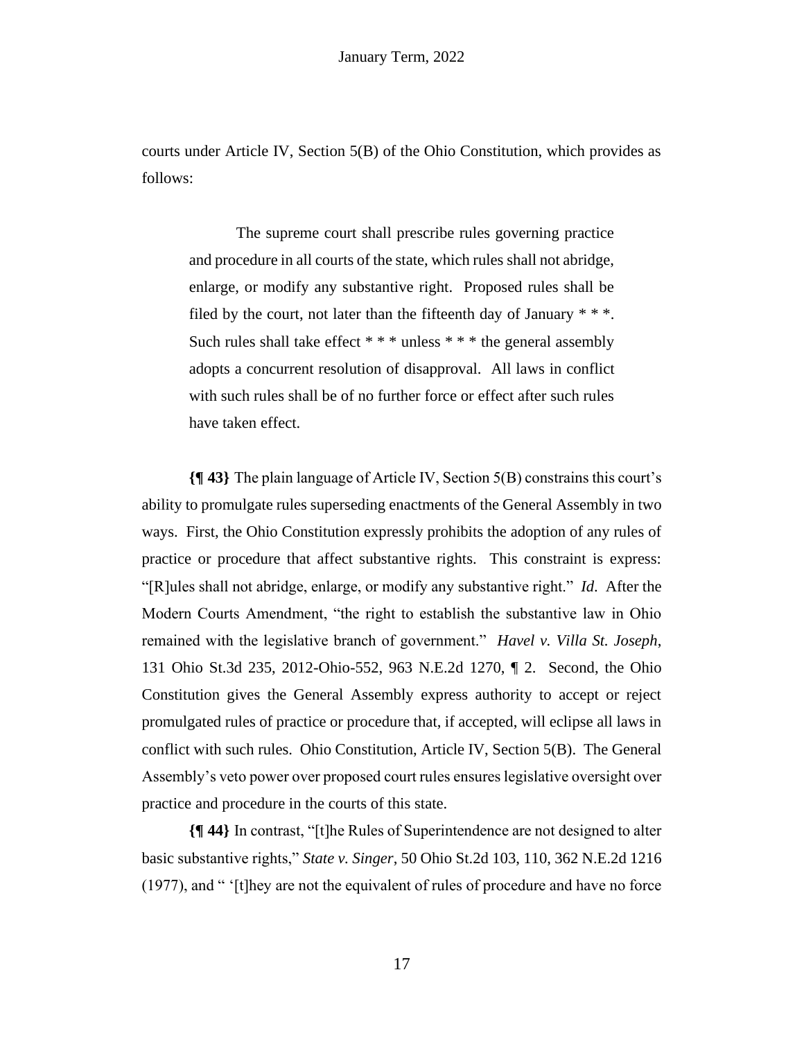courts under Article IV, Section 5(B) of the Ohio Constitution, which provides as follows:

> The supreme court shall prescribe rules governing practice and procedure in all courts of the state, which rules shall not abridge, enlarge, or modify any substantive right. Proposed rules shall be filed by the court, not later than the fifteenth day of January * * *. Such rules shall take effect * * * unless * * * the general assembly adopts a concurrent resolution of disapproval. All laws in conflict with such rules shall be of no further force or effect after such rules have taken effect.

**{¶ 43}** The plain language of Article IV, Section 5(B) constrains this court's ability to promulgate rules superseding enactments of the General Assembly in two ways. First, the Ohio Constitution expressly prohibits the adoption of any rules of practice or procedure that affect substantive rights. This constraint is express: "[R]ules shall not abridge, enlarge, or modify any substantive right." *Id.* After the Modern Courts Amendment, "the right to establish the substantive law in Ohio remained with the legislative branch of government." *Havel v. Villa St. Joseph*, 131 Ohio St.3d 235, 2012-Ohio-552, 963 N.E.2d 1270, ¶ 2. Second, the Ohio Constitution gives the General Assembly express authority to accept or reject promulgated rules of practice or procedure that, if accepted, will eclipse all laws in conflict with such rules. Ohio Constitution, Article IV, Section 5(B). The General Assembly's veto power over proposed court rules ensures legislative oversight over practice and procedure in the courts of this state.

**{¶ 44}** In contrast, "[t]he Rules of Superintendence are not designed to alter basic substantive rights," *State v. Singer*, 50 Ohio St.2d 103, 110, 362 N.E.2d 1216 (1977), and " '[t]hey are not the equivalent of rules of procedure and have no force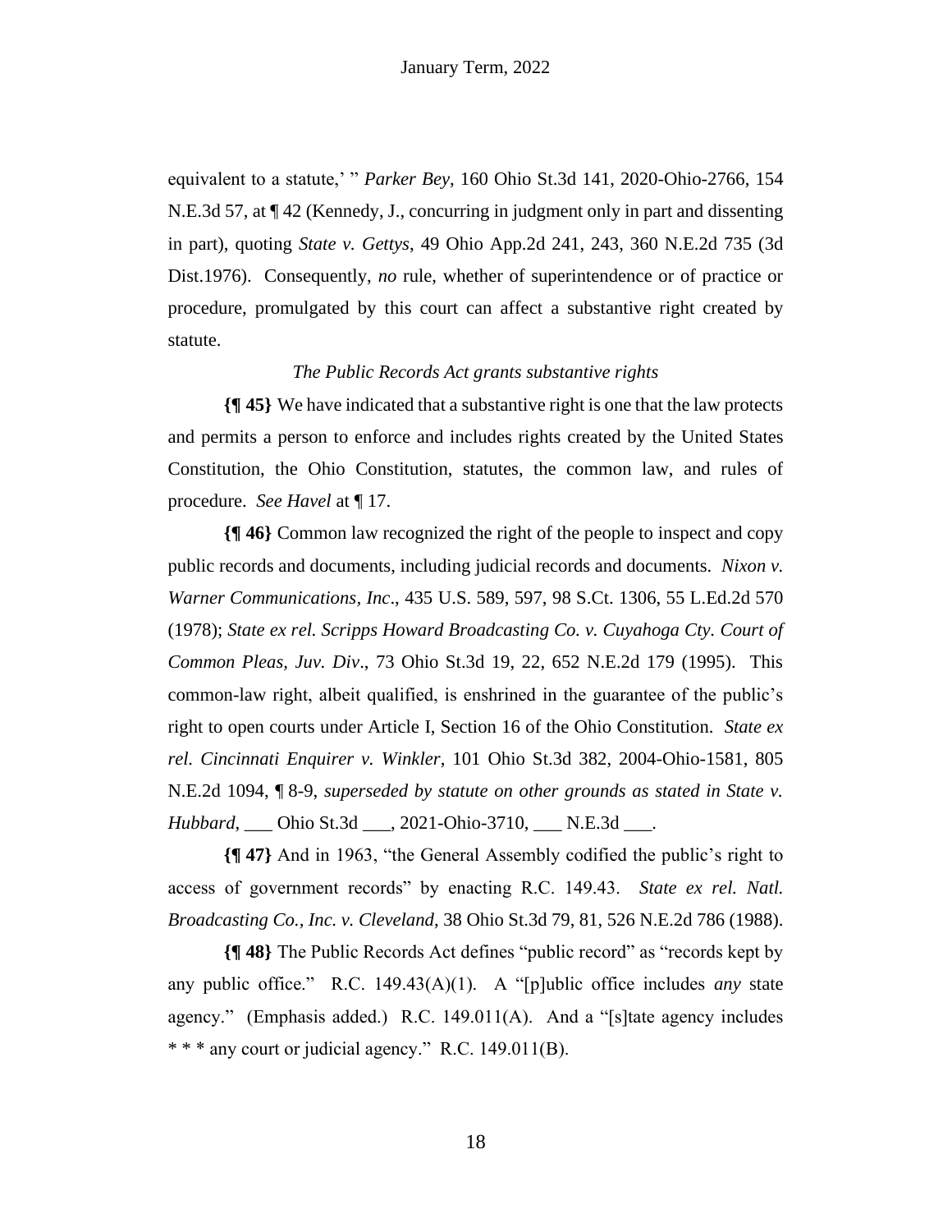equivalent to a statute,' " *Parker Bey*, 160 Ohio St.3d 141, 2020-Ohio-2766, 154 N.E.3d 57, at ¶ 42 (Kennedy, J., concurring in judgment only in part and dissenting in part), quoting *State v. Gettys*, 49 Ohio App.2d 241, 243, 360 N.E.2d 735 (3d Dist.1976). Consequently, *no* rule, whether of superintendence or of practice or procedure, promulgated by this court can affect a substantive right created by statute.

*The Public Records Act grants substantive rights*

**{¶ 45}** We have indicated that a substantive right is one that the law protects and permits a person to enforce and includes rights created by the United States Constitution, the Ohio Constitution, statutes, the common law, and rules of procedure. *See Havel* at ¶ 17.

**{¶ 46}** Common law recognized the right of the people to inspect and copy public records and documents, including judicial records and documents. *Nixon v. Warner Communications, Inc*., 435 U.S. 589, 597, 98 S.Ct. 1306, 55 L.Ed.2d 570 (1978); *State ex rel. Scripps Howard Broadcasting Co. v. Cuyahoga Cty. Court of Common Pleas, Juv. Div*., 73 Ohio St.3d 19, 22, 652 N.E.2d 179 (1995). This common-law right, albeit qualified, is enshrined in the guarantee of the public's right to open courts under Article I, Section 16 of the Ohio Constitution. *State ex rel. Cincinnati Enquirer v. Winkler*, 101 Ohio St.3d 382, 2004-Ohio-1581, 805 N.E.2d 1094, ¶ 8-9, *superseded by statute on other grounds as stated in State v. Hubbard*, ___ Ohio St.3d ___, 2021-Ohio-3710, ___ N.E.3d ___.

**{¶ 47}** And in 1963, "the General Assembly codified the public's right to access of government records" by enacting R.C. 149.43. *State ex rel. Natl. Broadcasting Co., Inc. v. Cleveland*, 38 Ohio St.3d 79, 81, 526 N.E.2d 786 (1988).

**{¶ 48}** The Public Records Act defines "public record" as "records kept by any public office." R.C. 149.43(A)(1). A "[p]ublic office includes *any* state agency." (Emphasis added.) R.C. 149.011(A). And a "[s]tate agency includes * * * any court or judicial agency." R.C. 149.011(B).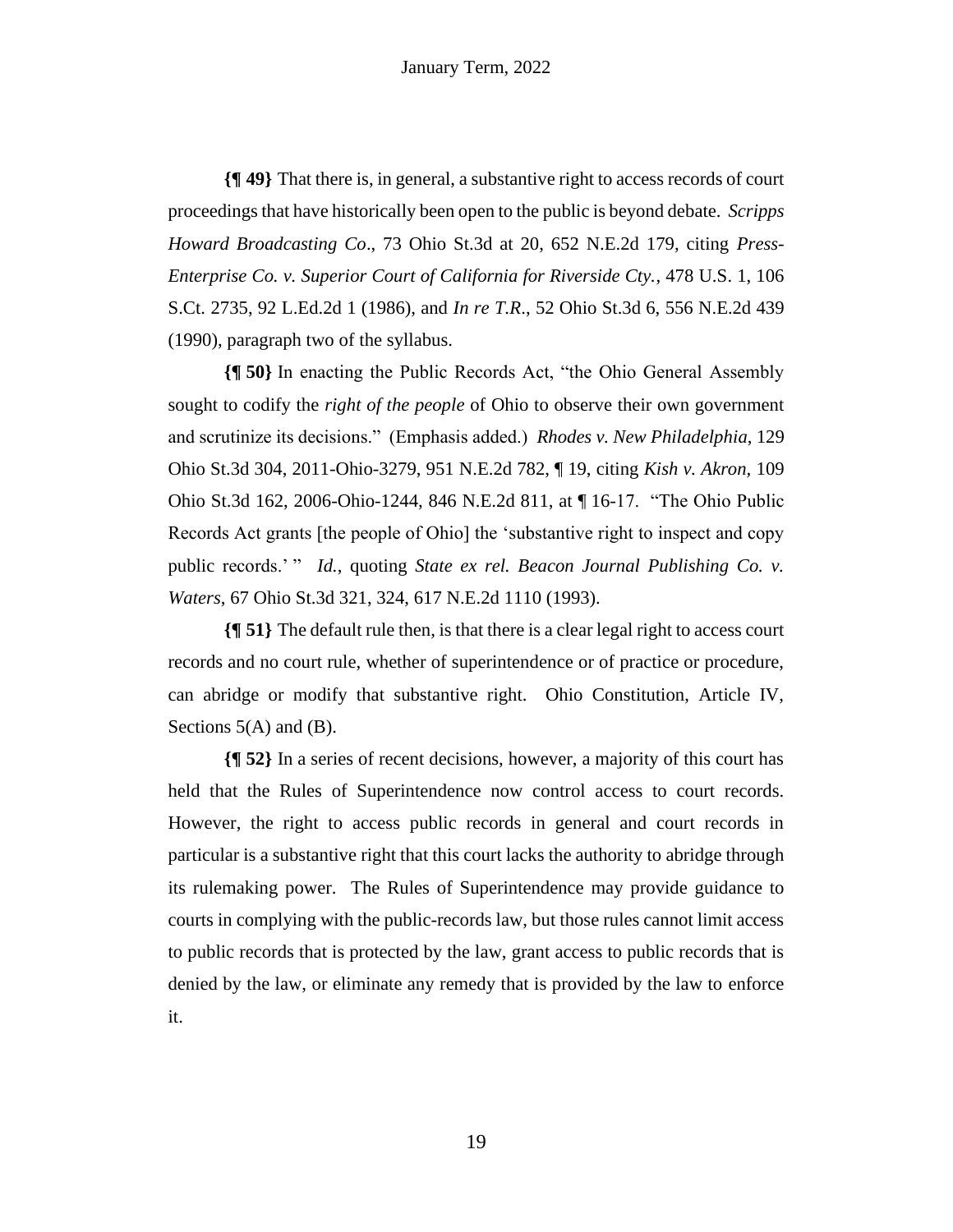**{¶ 49}** That there is, in general, a substantive right to access records of court proceedings that have historically been open to the public is beyond debate. *Scripps Howard Broadcasting Co*., 73 Ohio St.3d at 20, 652 N.E.2d 179, citing *Press-Enterprise Co. v. Superior Court of California for Riverside Cty.*, 478 U.S. 1, 106 S.Ct. 2735, 92 L.Ed.2d 1 (1986), and *In re T.R*., 52 Ohio St.3d 6, 556 N.E.2d 439 (1990), paragraph two of the syllabus.

**{¶ 50}** In enacting the Public Records Act, "the Ohio General Assembly sought to codify the *right of the people* of Ohio to observe their own government and scrutinize its decisions." (Emphasis added.) *Rhodes v. New Philadelphia*, 129 Ohio St.3d 304, 2011-Ohio-3279, 951 N.E.2d 782, ¶ 19, citing *Kish v. Akron*, 109 Ohio St.3d 162, 2006-Ohio-1244, 846 N.E.2d 811, at ¶ 16-17. "The Ohio Public Records Act grants [the people of Ohio] the 'substantive right to inspect and copy public records.' " *Id.*, quoting *State ex rel. Beacon Journal Publishing Co. v. Waters*, 67 Ohio St.3d 321, 324, 617 N.E.2d 1110 (1993).

**{¶ 51}** The default rule then, is that there is a clear legal right to access court records and no court rule, whether of superintendence or of practice or procedure, can abridge or modify that substantive right. Ohio Constitution, Article IV, Sections 5(A) and (B).

**{¶ 52}** In a series of recent decisions, however, a majority of this court has held that the Rules of Superintendence now control access to court records. However, the right to access public records in general and court records in particular is a substantive right that this court lacks the authority to abridge through its rulemaking power. The Rules of Superintendence may provide guidance to courts in complying with the public-records law, but those rules cannot limit access to public records that is protected by the law, grant access to public records that is denied by the law, or eliminate any remedy that is provided by the law to enforce it.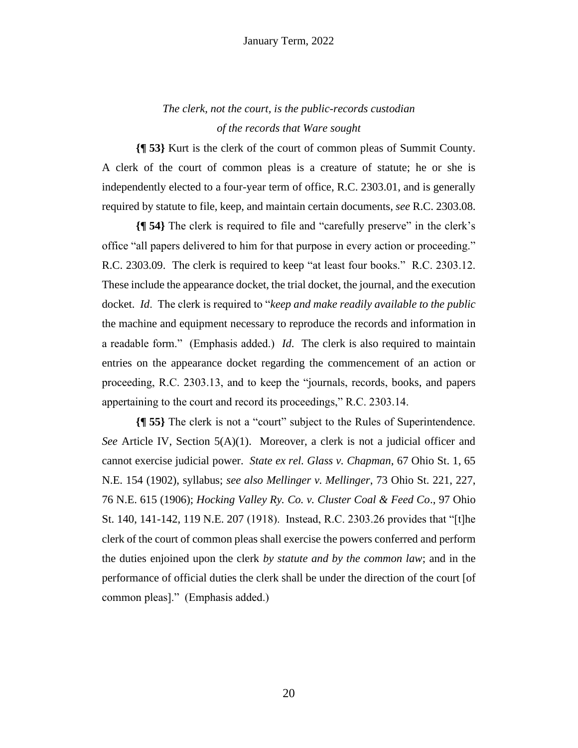*The clerk, not the court, is the public-records custodian*
*of the records that Ware sought*

**{¶ 53}** Kurt is the clerk of the court of common pleas of Summit County. A clerk of the court of common pleas is a creature of statute; he or she is independently elected to a four-year term of office, R.C. 2303.01, and is generally required by statute to file, keep, and maintain certain documents, *see* R.C. 2303.08.

**{¶ 54}** The clerk is required to file and "carefully preserve" in the clerk's office "all papers delivered to him for that purpose in every action or proceeding." R.C. 2303.09. The clerk is required to keep "at least four books." R.C. 2303.12. These include the appearance docket, the trial docket, the journal, and the execution docket. *Id*. The clerk is required to "*keep and make readily available to the public* the machine and equipment necessary to reproduce the records and information in a readable form." (Emphasis added.) *Id.* The clerk is also required to maintain entries on the appearance docket regarding the commencement of an action or proceeding, R.C. 2303.13, and to keep the "journals, records, books, and papers appertaining to the court and record its proceedings," R.C. 2303.14.

**{¶ 55}** The clerk is not a "court" subject to the Rules of Superintendence. *See* Article IV, Section 5(A)(1). Moreover, a clerk is not a judicial officer and cannot exercise judicial power. *State ex rel. Glass v. Chapman*, 67 Ohio St. 1, 65 N.E. 154 (1902), syllabus; *see also Mellinger v. Mellinger*, 73 Ohio St. 221, 227, 76 N.E. 615 (1906); *Hocking Valley Ry. Co. v. Cluster Coal & Feed Co*., 97 Ohio St. 140, 141-142, 119 N.E. 207 (1918). Instead, R.C. 2303.26 provides that "[t]he clerk of the court of common pleas shall exercise the powers conferred and perform the duties enjoined upon the clerk *by statute and by the common law*; and in the performance of official duties the clerk shall be under the direction of the court [of common pleas]." (Emphasis added.)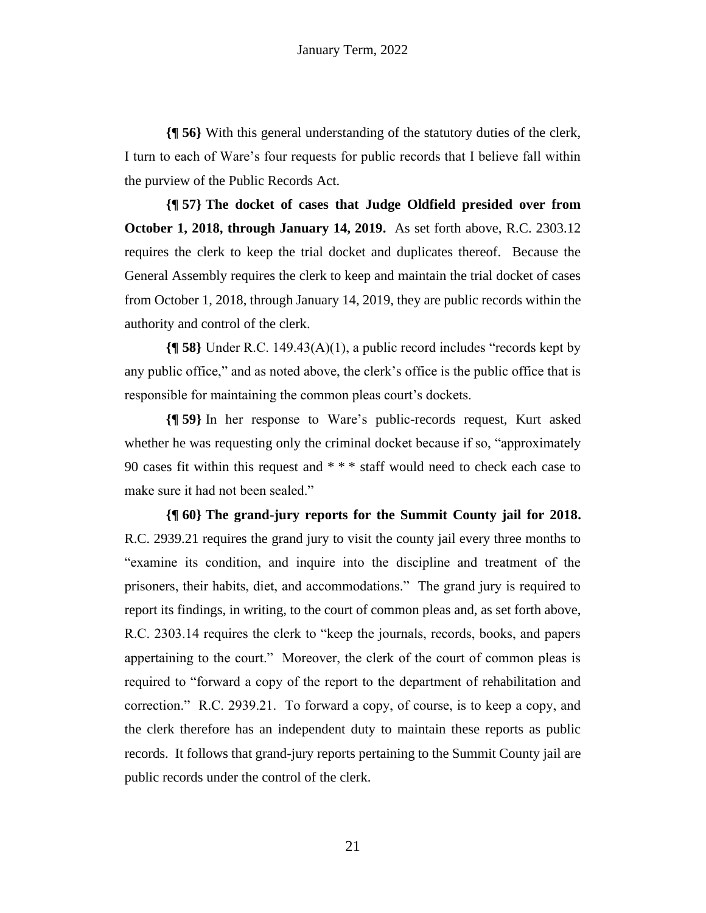**{¶ 56}** With this general understanding of the statutory duties of the clerk, I turn to each of Ware's four requests for public records that I believe fall within the purview of the Public Records Act.

**{¶ 57} The docket of cases that Judge Oldfield presided over from October 1, 2018, through January 14, 2019.** As set forth above, R.C. 2303.12 requires the clerk to keep the trial docket and duplicates thereof. Because the General Assembly requires the clerk to keep and maintain the trial docket of cases from October 1, 2018, through January 14, 2019, they are public records within the authority and control of the clerk.

**{¶ 58}** Under R.C. 149.43(A)(1), a public record includes "records kept by any public office," and as noted above, the clerk's office is the public office that is responsible for maintaining the common pleas court's dockets.

**{¶ 59}** In her response to Ware's public-records request, Kurt asked whether he was requesting only the criminal docket because if so, "approximately 90 cases fit within this request and * * * staff would need to check each case to make sure it had not been sealed."

**{¶ 60} The grand-jury reports for the Summit County jail for 2018.** R.C. 2939.21 requires the grand jury to visit the county jail every three months to "examine its condition, and inquire into the discipline and treatment of the prisoners, their habits, diet, and accommodations." The grand jury is required to report its findings, in writing, to the court of common pleas and, as set forth above, R.C. 2303.14 requires the clerk to "keep the journals, records, books, and papers appertaining to the court." Moreover, the clerk of the court of common pleas is required to "forward a copy of the report to the department of rehabilitation and correction." R.C. 2939.21. To forward a copy, of course, is to keep a copy, and the clerk therefore has an independent duty to maintain these reports as public records. It follows that grand-jury reports pertaining to the Summit County jail are public records under the control of the clerk.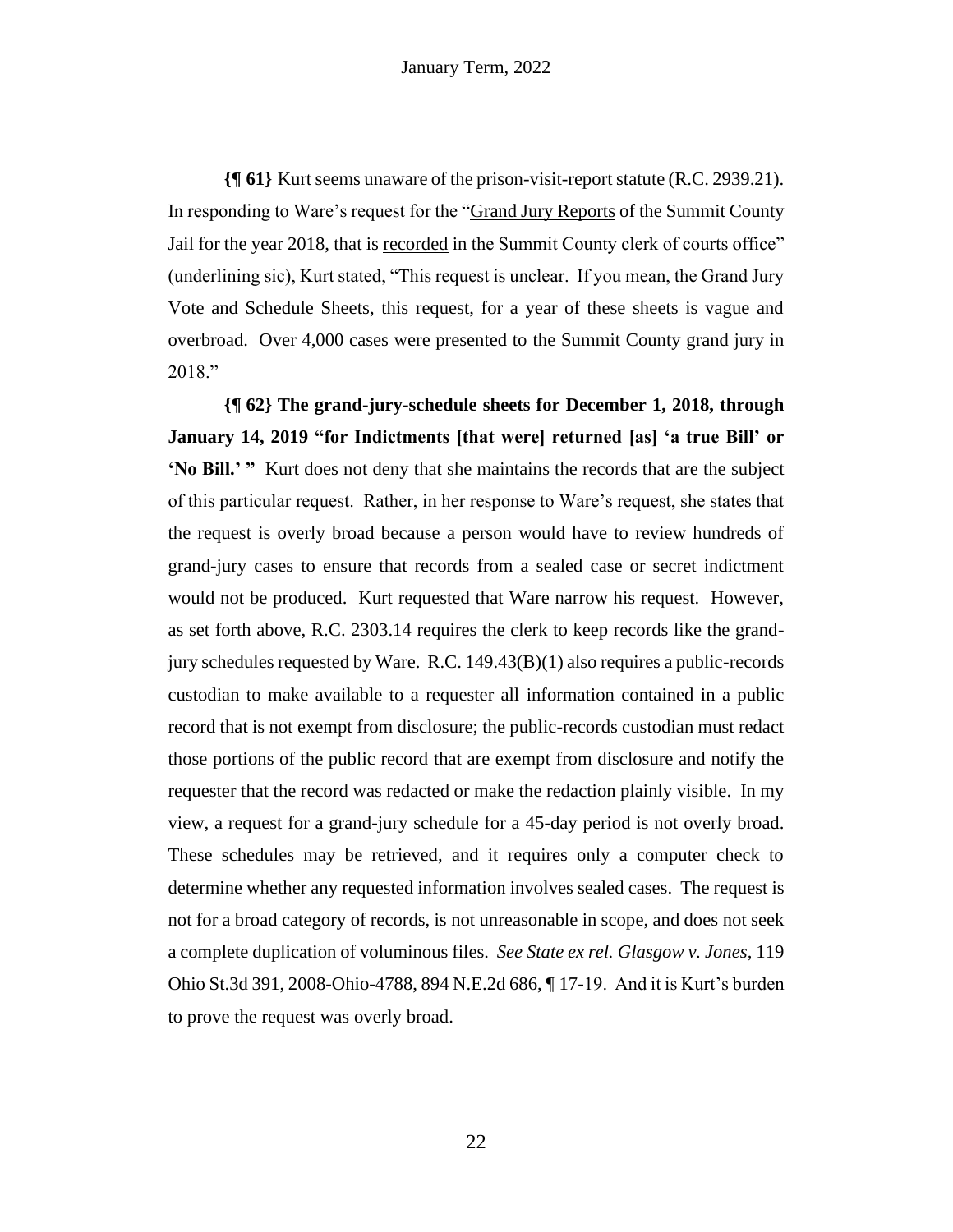**{¶ 61}** Kurt seems unaware of the prison-visit-report statute (R.C. 2939.21). In responding to Ware's request for the "Grand Jury Reports of the Summit County Jail for the year 2018, that is recorded in the Summit County clerk of courts office" (underlining sic), Kurt stated, "This request is unclear. If you mean, the Grand Jury Vote and Schedule Sheets, this request, for a year of these sheets is vague and overbroad. Over 4,000 cases were presented to the Summit County grand jury in 2018."

**{¶ 62} The grand-jury-schedule sheets for December 1, 2018, through January 14, 2019 "for Indictments [that were] returned [as] 'a true Bill' or 'No Bill.' "** Kurt does not deny that she maintains the records that are the subject of this particular request. Rather, in her response to Ware's request, she states that the request is overly broad because a person would have to review hundreds of grand-jury cases to ensure that records from a sealed case or secret indictment would not be produced. Kurt requested that Ware narrow his request. However, as set forth above, R.C. 2303.14 requires the clerk to keep records like the grand-jury schedules requested by Ware. R.C. 149.43(B)(1) also requires a public-records custodian to make available to a requester all information contained in a public record that is not exempt from disclosure; the public-records custodian must redact those portions of the public record that are exempt from disclosure and notify the requester that the record was redacted or make the redaction plainly visible. In my view, a request for a grand-jury schedule for a 45-day period is not overly broad. These schedules may be retrieved, and it requires only a computer check to determine whether any requested information involves sealed cases. The request is not for a broad category of records, is not unreasonable in scope, and does not seek a complete duplication of voluminous files. *See State ex rel. Glasgow v. Jones*, 119 Ohio St.3d 391, 2008-Ohio-4788, 894 N.E.2d 686, ¶ 17-19. And it is Kurt's burden to prove the request was overly broad.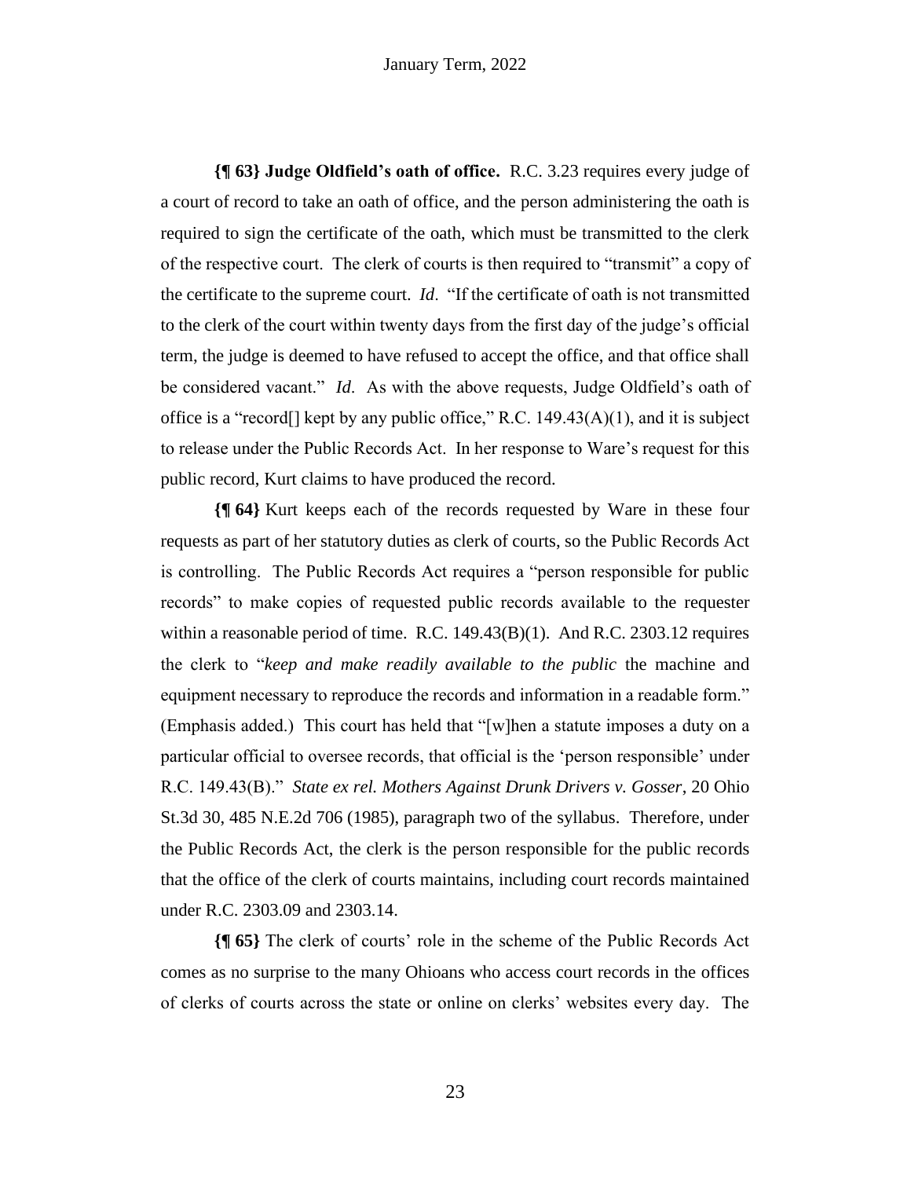**{¶ 63} Judge Oldfield's oath of office.** R.C. 3.23 requires every judge of a court of record to take an oath of office, and the person administering the oath is required to sign the certificate of the oath, which must be transmitted to the clerk of the respective court. The clerk of courts is then required to "transmit" a copy of the certificate to the supreme court. *Id*. "If the certificate of oath is not transmitted to the clerk of the court within twenty days from the first day of the judge's official term, the judge is deemed to have refused to accept the office, and that office shall be considered vacant." *Id*. As with the above requests, Judge Oldfield's oath of office is a "record[] kept by any public office," R.C. 149.43(A)(1), and it is subject to release under the Public Records Act. In her response to Ware's request for this public record, Kurt claims to have produced the record.

**{¶ 64}** Kurt keeps each of the records requested by Ware in these four requests as part of her statutory duties as clerk of courts, so the Public Records Act is controlling. The Public Records Act requires a "person responsible for public records" to make copies of requested public records available to the requester within a reasonable period of time. R.C. 149.43(B)(1). And R.C. 2303.12 requires the clerk to "*keep and make readily available to the public* the machine and equipment necessary to reproduce the records and information in a readable form." (Emphasis added.) This court has held that "[w]hen a statute imposes a duty on a particular official to oversee records, that official is the 'person responsible' under R.C. 149.43(B)." *State ex rel. Mothers Against Drunk Drivers v. Gosser*, 20 Ohio St.3d 30, 485 N.E.2d 706 (1985), paragraph two of the syllabus. Therefore, under the Public Records Act, the clerk is the person responsible for the public records that the office of the clerk of courts maintains, including court records maintained under R.C. 2303.09 and 2303.14.

**{¶ 65}** The clerk of courts' role in the scheme of the Public Records Act comes as no surprise to the many Ohioans who access court records in the offices of clerks of courts across the state or online on clerks' websites every day. The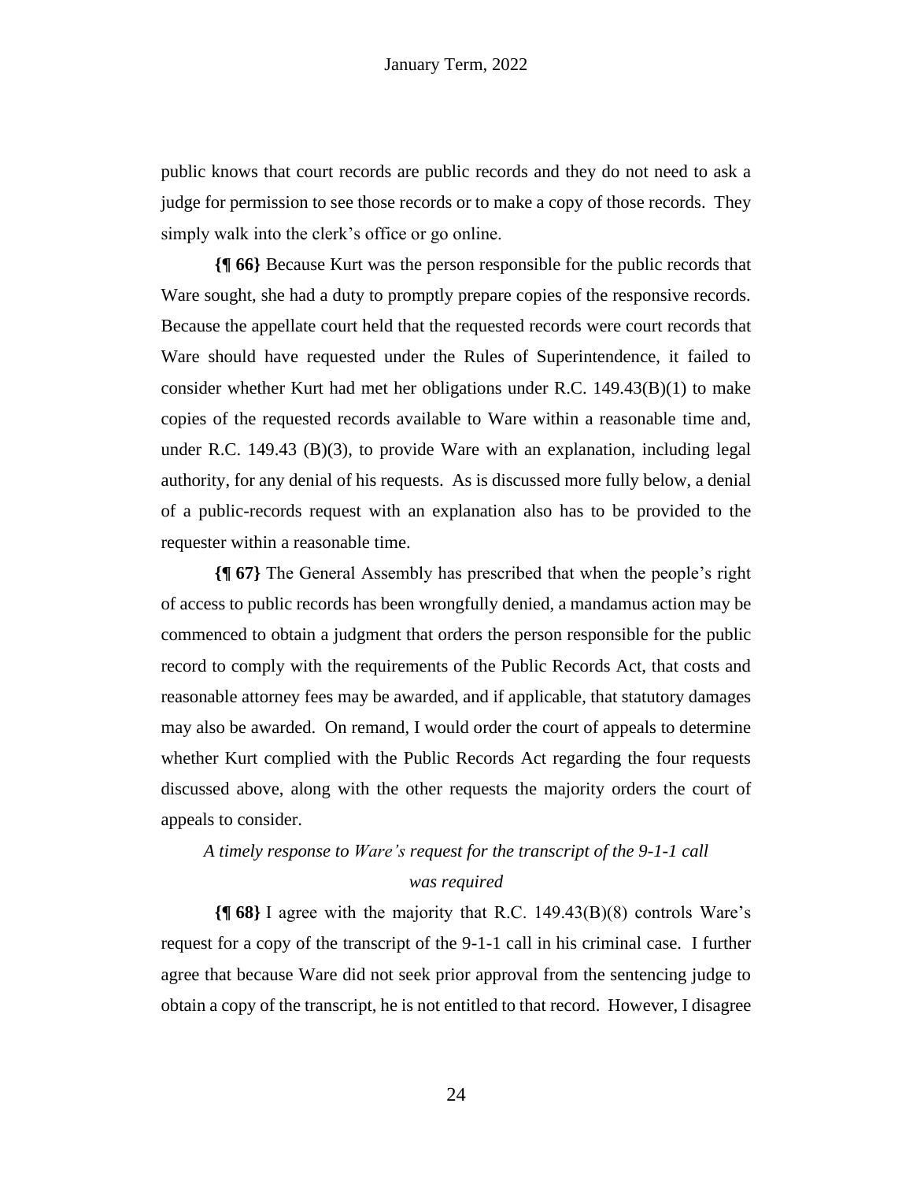public knows that court records are public records and they do not need to ask a judge for permission to see those records or to make a copy of those records. They simply walk into the clerk's office or go online.

**{¶ 66}** Because Kurt was the person responsible for the public records that Ware sought, she had a duty to promptly prepare copies of the responsive records. Because the appellate court held that the requested records were court records that Ware should have requested under the Rules of Superintendence, it failed to consider whether Kurt had met her obligations under R.C. 149.43(B)(1) to make copies of the requested records available to Ware within a reasonable time and, under R.C. 149.43 (B)(3), to provide Ware with an explanation, including legal authority, for any denial of his requests. As is discussed more fully below, a denial of a public-records request with an explanation also has to be provided to the requester within a reasonable time.

**{¶ 67}** The General Assembly has prescribed that when the people's right of access to public records has been wrongfully denied, a mandamus action may be commenced to obtain a judgment that orders the person responsible for the public record to comply with the requirements of the Public Records Act, that costs and reasonable attorney fees may be awarded, and if applicable, that statutory damages may also be awarded. On remand, I would order the court of appeals to determine whether Kurt complied with the Public Records Act regarding the four requests discussed above, along with the other requests the majority orders the court of appeals to consider.

*A timely response to Ware's request for the transcript of the 9-1-1 call was required*

**{¶ 68}** I agree with the majority that R.C. 149.43(B)(8) controls Ware's request for a copy of the transcript of the 9-1-1 call in his criminal case. I further agree that because Ware did not seek prior approval from the sentencing judge to obtain a copy of the transcript, he is not entitled to that record. However, I disagree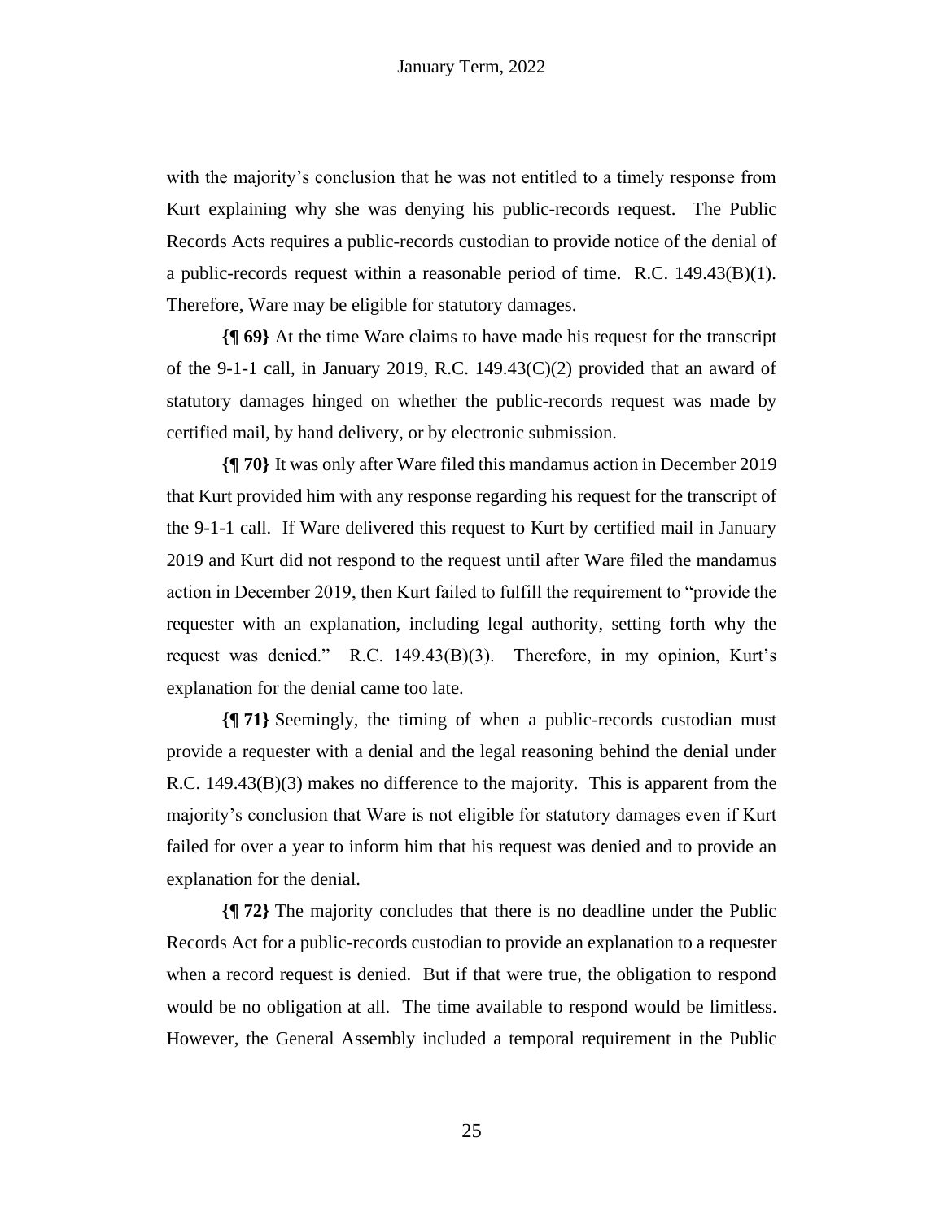with the majority's conclusion that he was not entitled to a timely response from Kurt explaining why she was denying his public-records request. The Public Records Acts requires a public-records custodian to provide notice of the denial of a public-records request within a reasonable period of time. R.C. 149.43(B)(1). Therefore, Ware may be eligible for statutory damages.

**{¶ 69}** At the time Ware claims to have made his request for the transcript of the 9-1-1 call, in January 2019, R.C. 149.43(C)(2) provided that an award of statutory damages hinged on whether the public-records request was made by certified mail, by hand delivery, or by electronic submission.

**{¶ 70}** It was only after Ware filed this mandamus action in December 2019 that Kurt provided him with any response regarding his request for the transcript of the 9-1-1 call. If Ware delivered this request to Kurt by certified mail in January 2019 and Kurt did not respond to the request until after Ware filed the mandamus action in December 2019, then Kurt failed to fulfill the requirement to "provide the requester with an explanation, including legal authority, setting forth why the request was denied." R.C. 149.43(B)(3). Therefore, in my opinion, Kurt's explanation for the denial came too late.

**{¶ 71}** Seemingly, the timing of when a public-records custodian must provide a requester with a denial and the legal reasoning behind the denial under R.C. 149.43(B)(3) makes no difference to the majority. This is apparent from the majority's conclusion that Ware is not eligible for statutory damages even if Kurt failed for over a year to inform him that his request was denied and to provide an explanation for the denial.

**{¶ 72}** The majority concludes that there is no deadline under the Public Records Act for a public-records custodian to provide an explanation to a requester when a record request is denied. But if that were true, the obligation to respond would be no obligation at all. The time available to respond would be limitless. However, the General Assembly included a temporal requirement in the Public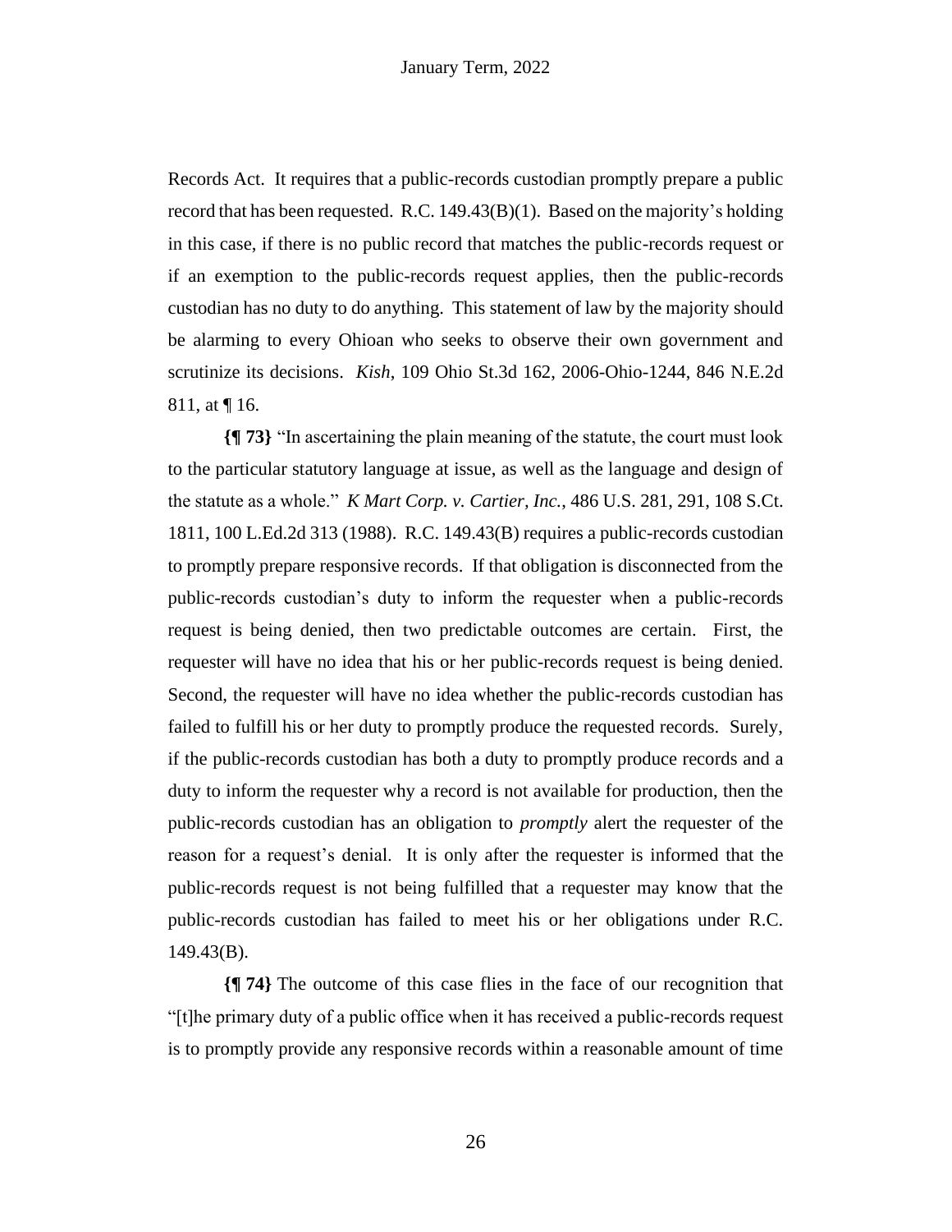Records Act. It requires that a public-records custodian promptly prepare a public record that has been requested. R.C. 149.43(B)(1). Based on the majority's holding in this case, if there is no public record that matches the public-records request or if an exemption to the public-records request applies, then the public-records custodian has no duty to do anything. This statement of law by the majority should be alarming to every Ohioan who seeks to observe their own government and scrutinize its decisions. *Kish*, 109 Ohio St.3d 162, 2006-Ohio-1244, 846 N.E.2d 811, at ¶ 16.

**{¶ 73}** "In ascertaining the plain meaning of the statute, the court must look to the particular statutory language at issue, as well as the language and design of the statute as a whole." *K Mart Corp. v. Cartier, Inc.*, 486 U.S. 281, 291, 108 S.Ct. 1811, 100 L.Ed.2d 313 (1988). R.C. 149.43(B) requires a public-records custodian to promptly prepare responsive records. If that obligation is disconnected from the public-records custodian's duty to inform the requester when a public-records request is being denied, then two predictable outcomes are certain. First, the requester will have no idea that his or her public-records request is being denied. Second, the requester will have no idea whether the public-records custodian has failed to fulfill his or her duty to promptly produce the requested records. Surely, if the public-records custodian has both a duty to promptly produce records and a duty to inform the requester why a record is not available for production, then the public-records custodian has an obligation to *promptly* alert the requester of the reason for a request's denial. It is only after the requester is informed that the public-records request is not being fulfilled that a requester may know that the public-records custodian has failed to meet his or her obligations under R.C. 149.43(B).

**{¶ 74}** The outcome of this case flies in the face of our recognition that "[t]he primary duty of a public office when it has received a public-records request is to promptly provide any responsive records within a reasonable amount of time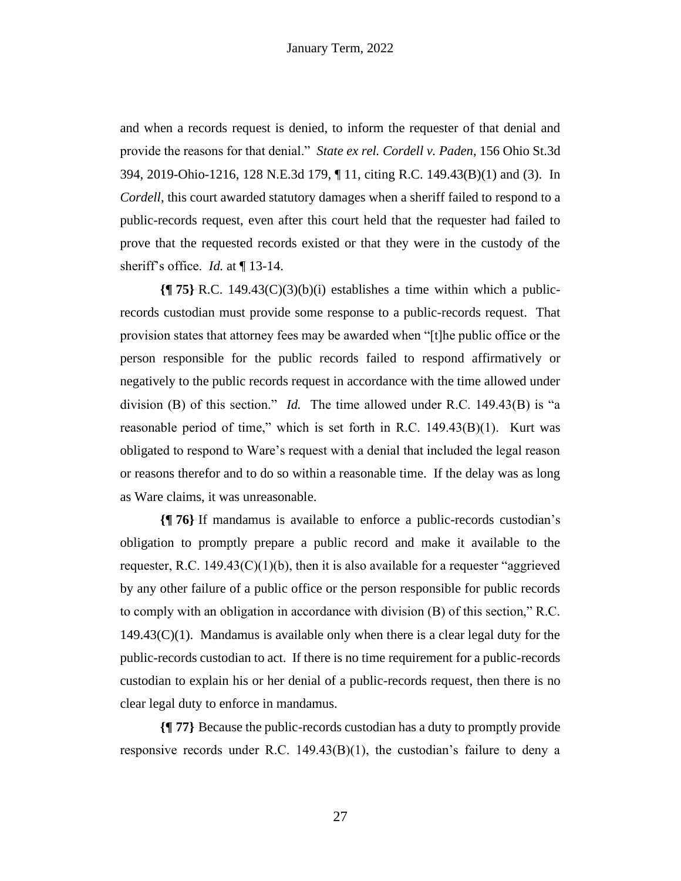and when a records request is denied, to inform the requester of that denial and provide the reasons for that denial." *State ex rel. Cordell v. Paden*, 156 Ohio St.3d 394, 2019-Ohio-1216, 128 N.E.3d 179, ¶ 11, citing R.C. 149.43(B)(1) and (3). In *Cordell*, this court awarded statutory damages when a sheriff failed to respond to a public-records request, even after this court held that the requester had failed to prove that the requested records existed or that they were in the custody of the sheriff's office. *Id.* at ¶ 13-14.

**{¶ 75}** R.C. 149.43(C)(3)(b)(i) establishes a time within which a public-records custodian must provide some response to a public-records request. That provision states that attorney fees may be awarded when "[t]he public office or the person responsible for the public records failed to respond affirmatively or negatively to the public records request in accordance with the time allowed under division (B) of this section." *Id.* The time allowed under R.C. 149.43(B) is "a reasonable period of time," which is set forth in R.C. 149.43(B)(1). Kurt was obligated to respond to Ware's request with a denial that included the legal reason or reasons therefor and to do so within a reasonable time. If the delay was as long as Ware claims, it was unreasonable.

**{¶ 76}** If mandamus is available to enforce a public-records custodian's obligation to promptly prepare a public record and make it available to the requester, R.C. 149.43(C)(1)(b), then it is also available for a requester "aggrieved by any other failure of a public office or the person responsible for public records to comply with an obligation in accordance with division (B) of this section," R.C. 149.43(C)(1). Mandamus is available only when there is a clear legal duty for the public-records custodian to act. If there is no time requirement for a public-records custodian to explain his or her denial of a public-records request, then there is no clear legal duty to enforce in mandamus.

**{¶ 77}** Because the public-records custodian has a duty to promptly provide responsive records under R.C. 149.43(B)(1), the custodian's failure to deny a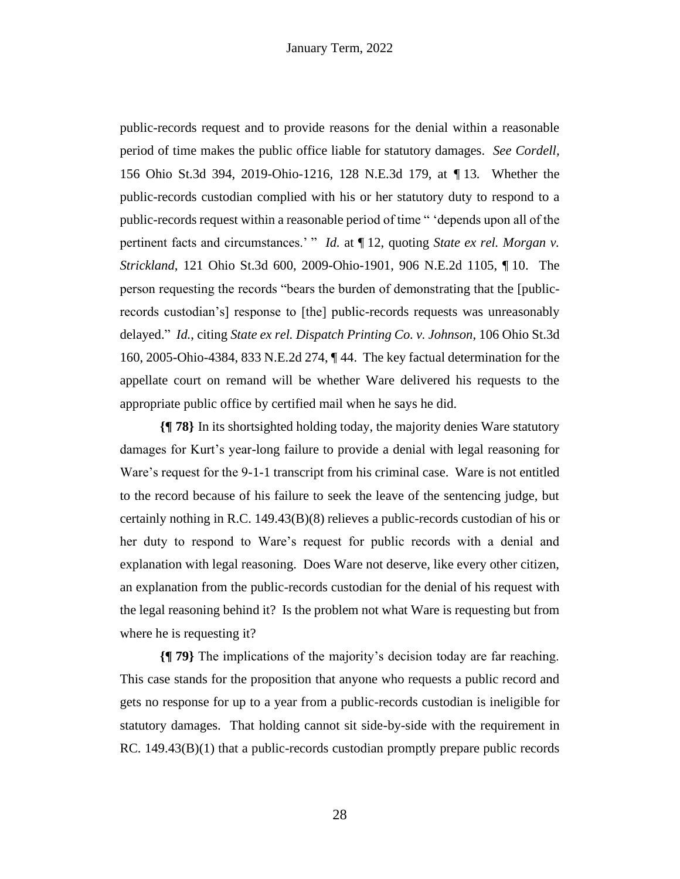public-records request and to provide reasons for the denial within a reasonable period of time makes the public office liable for statutory damages. *See Cordell*, 156 Ohio St.3d 394, 2019-Ohio-1216, 128 N.E.3d 179, at ¶ 13. Whether the public-records custodian complied with his or her statutory duty to respond to a public-records request within a reasonable period of time " 'depends upon all of the pertinent facts and circumstances.' " *Id.* at ¶ 12, quoting *State ex rel. Morgan v. Strickland*, 121 Ohio St.3d 600, 2009-Ohio-1901, 906 N.E.2d 1105, ¶ 10. The person requesting the records "bears the burden of demonstrating that the [public-records custodian's] response to [the] public-records requests was unreasonably delayed." *Id.*, citing *State ex rel. Dispatch Printing Co. v. Johnson*, 106 Ohio St.3d 160, 2005-Ohio-4384, 833 N.E.2d 274, ¶ 44. The key factual determination for the appellate court on remand will be whether Ware delivered his requests to the appropriate public office by certified mail when he says he did.

**{¶ 78}** In its shortsighted holding today, the majority denies Ware statutory damages for Kurt's year-long failure to provide a denial with legal reasoning for Ware's request for the 9-1-1 transcript from his criminal case. Ware is not entitled to the record because of his failure to seek the leave of the sentencing judge, but certainly nothing in R.C. 149.43(B)(8) relieves a public-records custodian of his or her duty to respond to Ware's request for public records with a denial and explanation with legal reasoning. Does Ware not deserve, like every other citizen, an explanation from the public-records custodian for the denial of his request with the legal reasoning behind it? Is the problem not what Ware is requesting but from where he is requesting it?

**{¶ 79}** The implications of the majority's decision today are far reaching. This case stands for the proposition that anyone who requests a public record and gets no response for up to a year from a public-records custodian is ineligible for statutory damages. That holding cannot sit side-by-side with the requirement in R.C. 149.43(B)(1) that a public-records custodian promptly prepare public records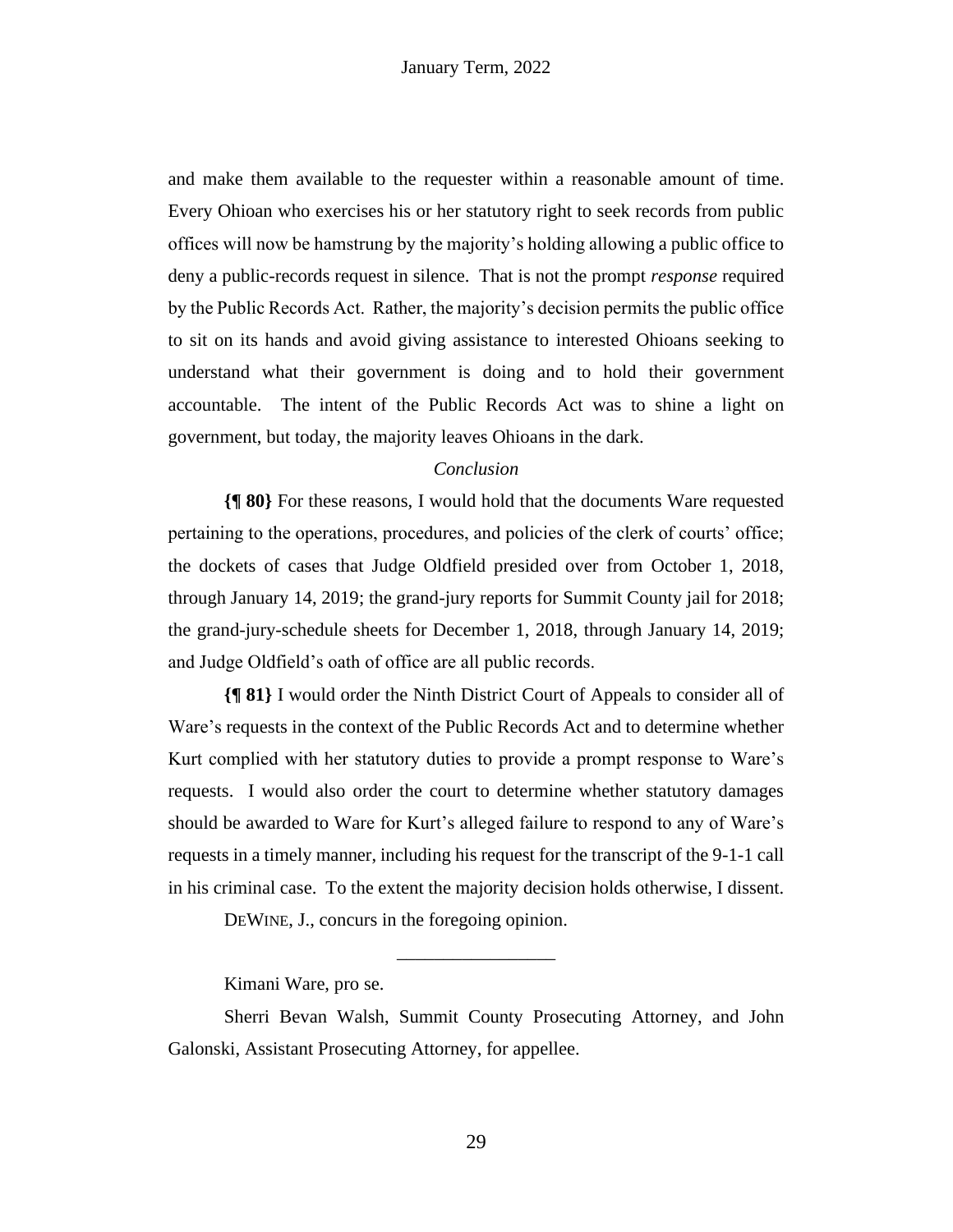and make them available to the requester within a reasonable amount of time. Every Ohioan who exercises his or her statutory right to seek records from public offices will now be hamstrung by the majority's holding allowing a public office to deny a public-records request in silence. That is not the prompt *response* required by the Public Records Act. Rather, the majority's decision permits the public office to sit on its hands and avoid giving assistance to interested Ohioans seeking to understand what their government is doing and to hold their government accountable. The intent of the Public Records Act was to shine a light on government, but today, the majority leaves Ohioans in the dark.

*Conclusion*

**{¶ 80}** For these reasons, I would hold that the documents Ware requested pertaining to the operations, procedures, and policies of the clerk of courts' office; the dockets of cases that Judge Oldfield presided over from October 1, 2018, through January 14, 2019; the grand-jury reports for Summit County jail for 2018; the grand-jury-schedule sheets for December 1, 2018, through January 14, 2019; and Judge Oldfield's oath of office are all public records.

**{¶ 81}** I would order the Ninth District Court of Appeals to consider all of Ware's requests in the context of the Public Records Act and to determine whether Kurt complied with her statutory duties to provide a prompt response to Ware's requests. I would also order the court to determine whether statutory damages should be awarded to Ware for Kurt's alleged failure to respond to any of Ware's requests in a timely manner, including his request for the transcript of the 9-1-1 call in his criminal case. To the extent the majority decision holds otherwise, I dissent.

DEWINE, J., concurs in the foregoing opinion.

---

Kimani Ware, pro se.

Sherri Bevan Walsh, Summit County Prosecuting Attorney, and John Galonski, Assistant Prosecuting Attorney, for appellee.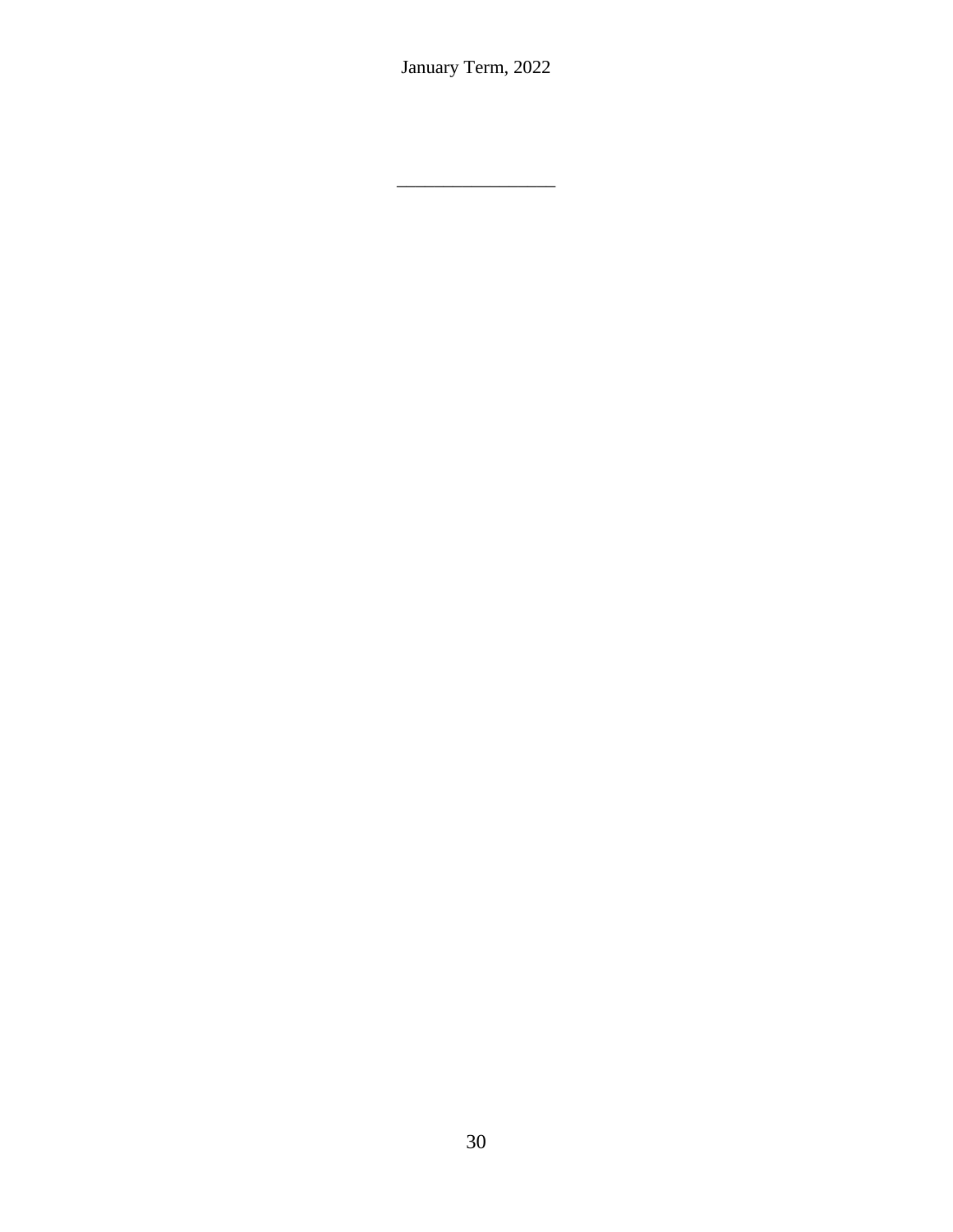January Term, 2022

\_\_\_\_\_\_\_\_\_\_\_\_\_\_\_\_\_